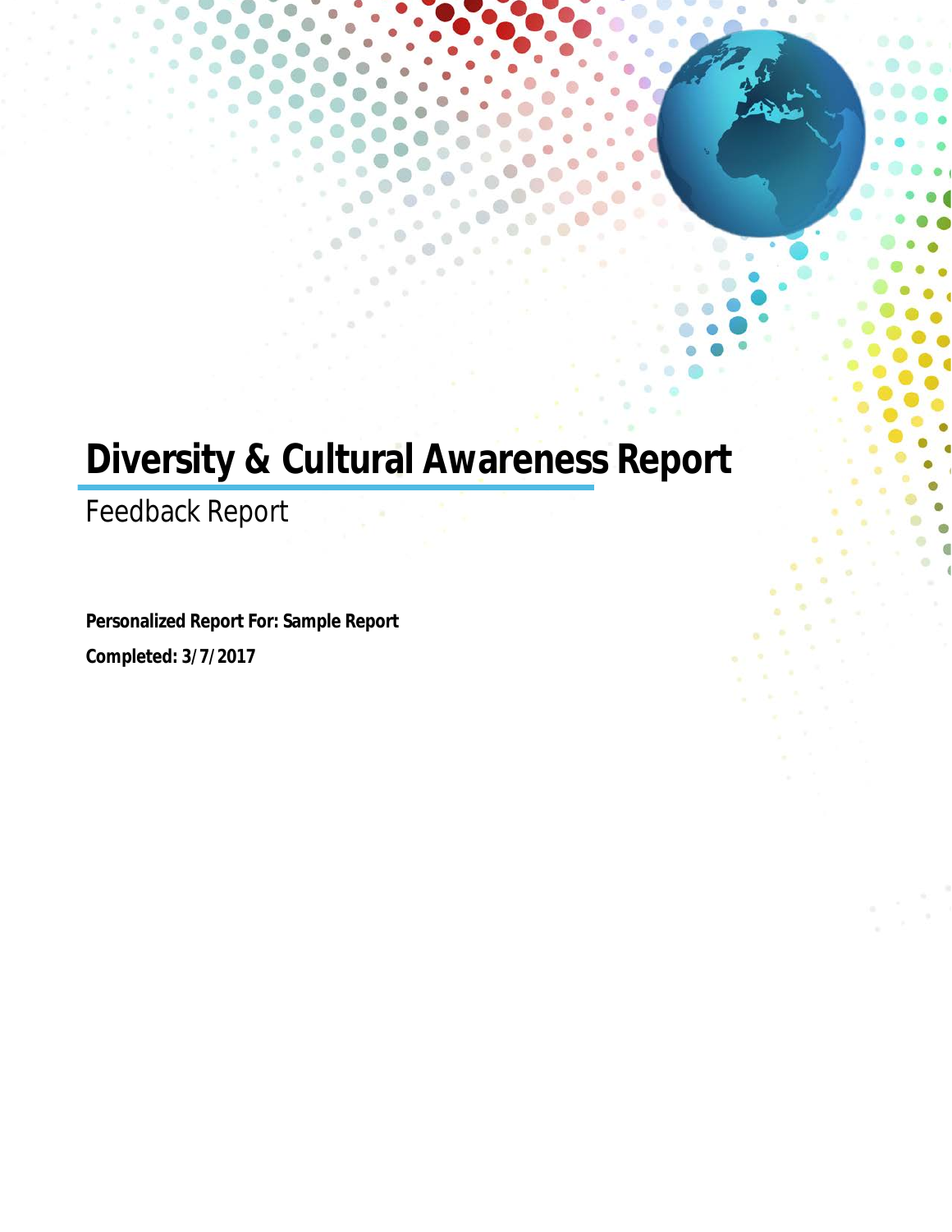# Diversity & Cultural Awareness Report

Feedback Report

**Personalized Report For: Sample Report**

**Completed: 3/7/2017**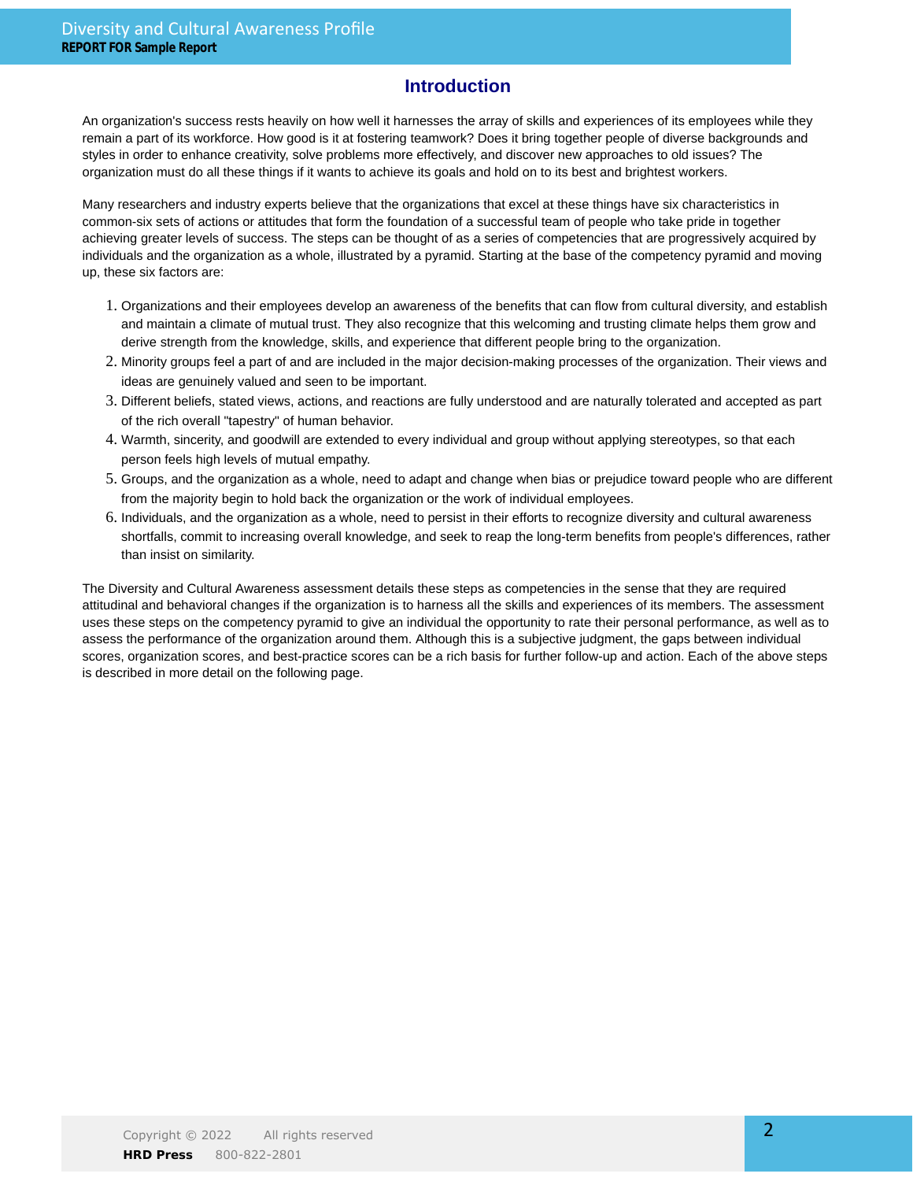## Introduction

An organization's success rests heavily on how well it harnesses the array of skills and experiences of its employees while they remain a part of its workforce. How good is it at fostering teamwork? Does it bring together people of diverse backgrounds and styles in order to enhance creativity, solve problems more effectively, and discover new approaches to old issues? The organization must do all these things if it wants to achieve its goals and hold on to its best and brightest workers.

Many researchers and industry experts believe that the organizations that excel at these things have six characteristics in common-six sets of actions or attitudes that form the foundation of a successful team of people who take pride in together achieving greater levels of success. The steps can be thought of as a series of competencies that are progressively acquired by individuals and the organization as a whole, illustrated by a pyramid. Starting at the base of the competency pyramid and moving up, these six factors are:

1. Organizations and their employees develop an awareness of the benefits that can flow from cultural diversity, and establish and maintain a climate of mutual trust. They also recognize that this welcoming and trusting climate helps them grow and derive strength from the knowledge, skills, and experience that different people bring to the organization.
2. Minority groups feel a part of and are included in the major decision-making processes of the organization. Their views and ideas are genuinely valued and seen to be important.
3. Different beliefs, stated views, actions, and reactions are fully understood and are naturally tolerated and accepted as part of the rich overall "tapestry" of human behavior.
4. Warmth, sincerity, and goodwill are extended to every individual and group without applying stereotypes, so that each person feels high levels of mutual empathy.
5. Groups, and the organization as a whole, need to adapt and change when bias or prejudice toward people who are different from the majority begin to hold back the organization or the work of individual employees.
6. Individuals, and the organization as a whole, need to persist in their efforts to recognize diversity and cultural awareness shortfalls, commit to increasing overall knowledge, and seek to reap the long-term benefits from people's differences, rather than insist on similarity.

The Diversity and Cultural Awareness assessment details these steps as competencies in the sense that they are required attitudinal and behavioral changes if the organization is to harness all the skills and experiences of its members. The assessment uses these steps on the competency pyramid to give an individual the opportunity to rate their personal performance, as well as to assess the performance of the organization around them. Although this is a subjective judgment, the gaps between individual scores, organization scores, and best-practice scores can be a rich basis for further follow-up and action. Each of the above steps is described in more detail on the following page.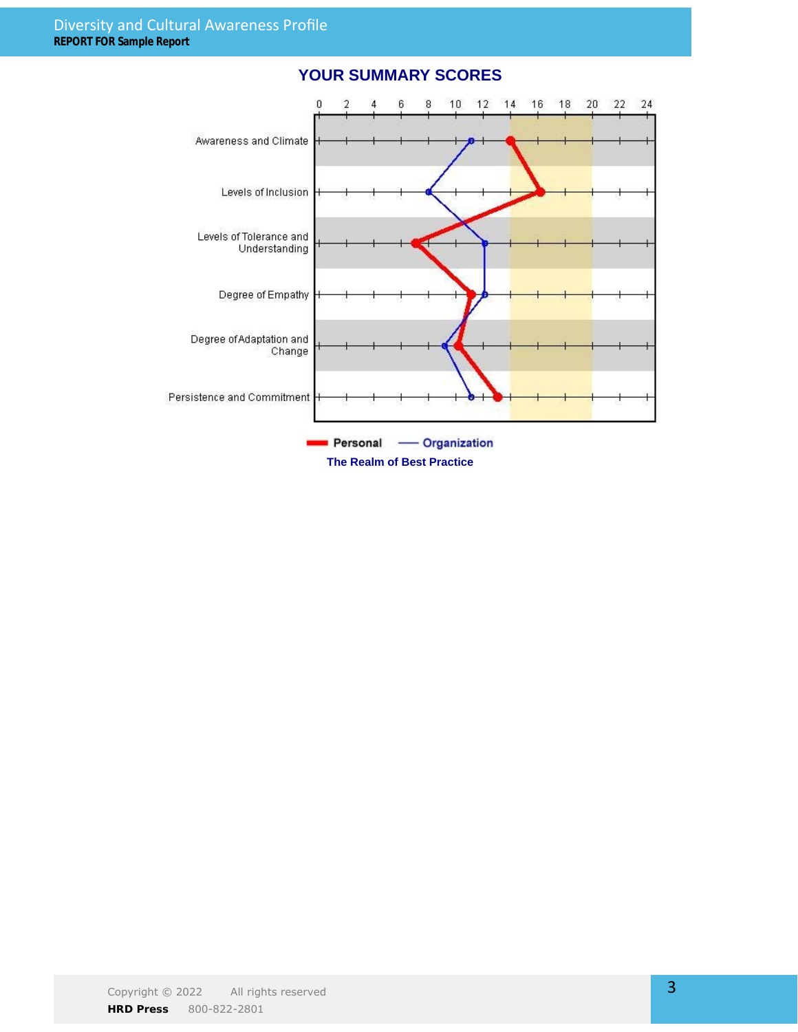## YOUR SUMMARY SCORES

Awareness and Climate

Levels of Inclusion

Levels of Tolerance and Understanding

Degree of Empathy

Degree of Adaptation and Change

Persistence and Commitment

0 2 4 6 8 10 12 14 16 18 20 22 24

**Personal** — **Organization**

**The Realm of Best Practice**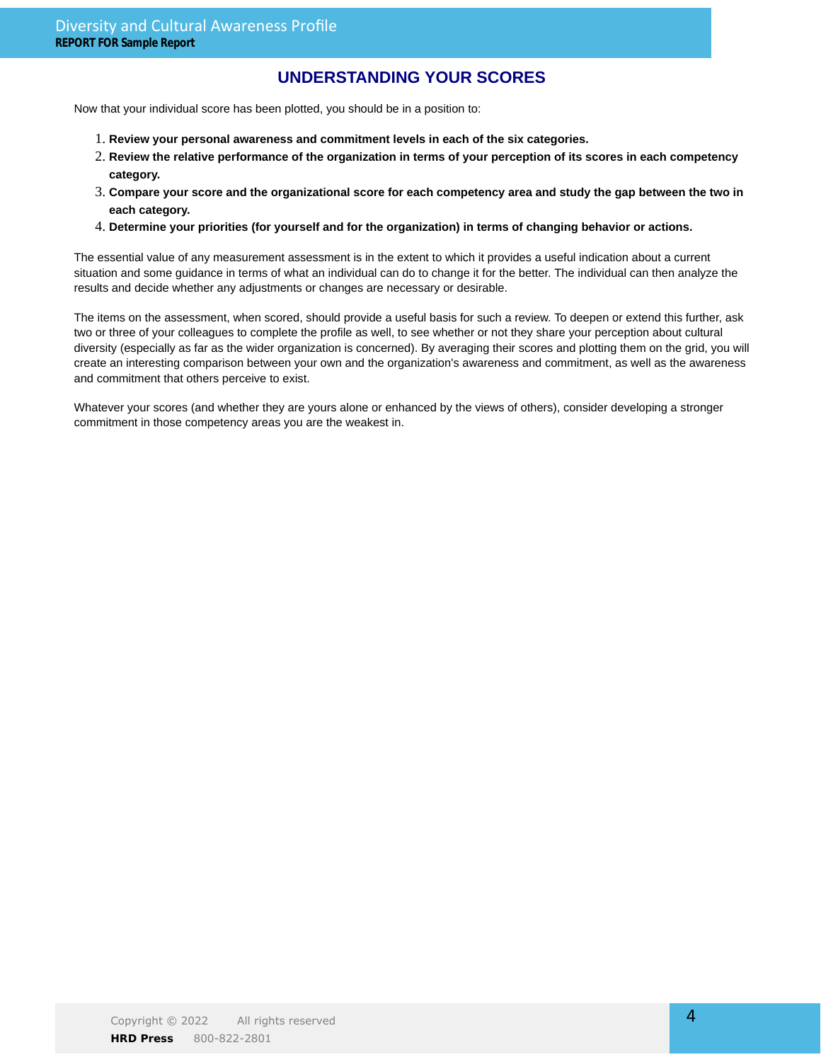## UNDERSTANDING YOUR SCORES

Now that your individual score has been plotted, you should be in a position to:

1. **Review your personal awareness and commitment levels in each of the six categories.**
2. **Review the relative performance of the organization in terms of your perception of its scores in each competency category.**
3. **Compare your score and the organizational score for each competency area and study the gap between the two in each category.**
4. **Determine your priorities (for yourself and for the organization) in terms of changing behavior or actions.**

The essential value of any measurement assessment is in the extent to which it provides a useful indication about a current situation and some guidance in terms of what an individual can do to change it for the better. The individual can then analyze the results and decide whether any adjustments or changes are necessary or desirable.

The items on the assessment, when scored, should provide a useful basis for such a review. To deepen or extend this further, ask two or three of your colleagues to complete the profile as well, to see whether or not they share your perception about cultural diversity (especially as far as the wider organization is concerned). By averaging their scores and plotting them on the grid, you will create an interesting comparison between your own and the organization's awareness and commitment, as well as the awareness and commitment that others perceive to exist.

Whatever your scores (and whether they are yours alone or enhanced by the views of others), consider developing a stronger commitment in those competency areas you are the weakest in.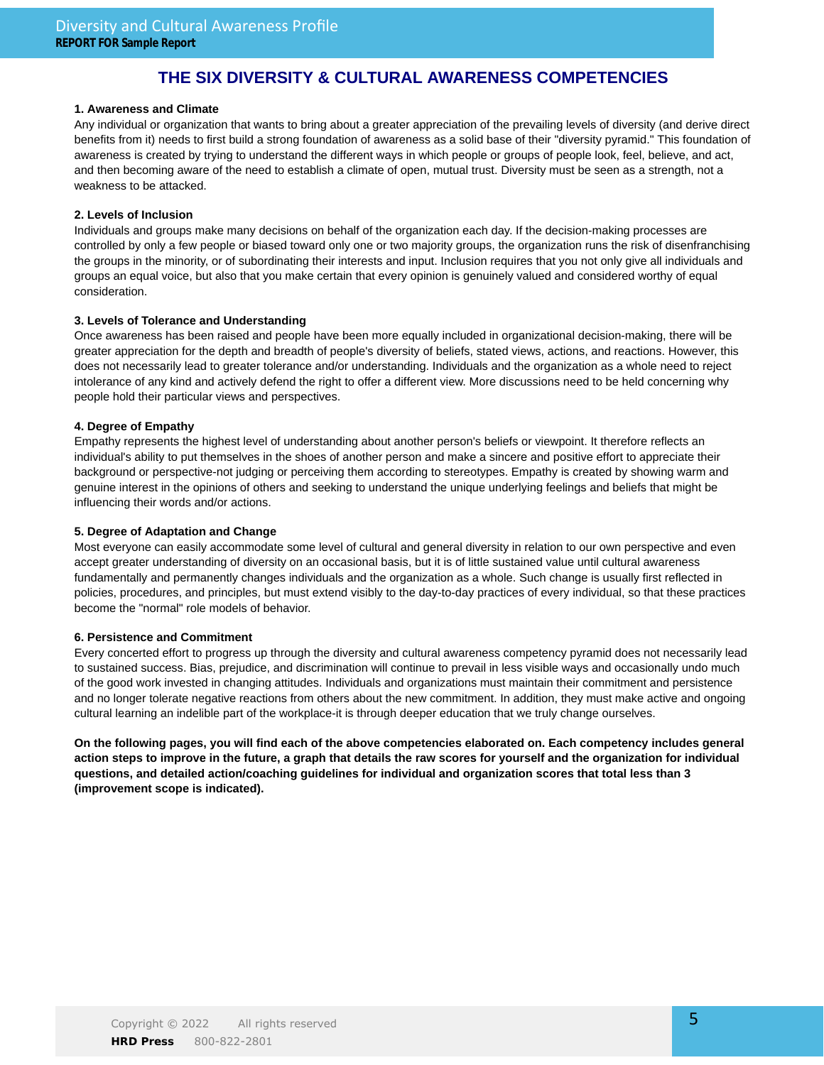# THE SIX DIVERSITY & CULTURAL AWARENESS COMPETENCIES

**1. Awareness and Climate**

Any individual or organization that wants to bring about a greater appreciation of the prevailing levels of diversity (and derive direct benefits from it) needs to first build a strong foundation of awareness as a solid base of their "diversity pyramid." This foundation of awareness is created by trying to understand the different ways in which people or groups of people look, feel, believe, and act, and then becoming aware of the need to establish a climate of open, mutual trust. Diversity must be seen as a strength, not a weakness to be attacked.

**2. Levels of Inclusion**

Individuals and groups make many decisions on behalf of the organization each day. If the decision-making processes are controlled by only a few people or biased toward only one or two majority groups, the organization runs the risk of disenfranchising the groups in the minority, or of subordinating their interests and input. Inclusion requires that you not only give all individuals and groups an equal voice, but also that you make certain that every opinion is genuinely valued and considered worthy of equal consideration.

**3. Levels of Tolerance and Understanding**

Once awareness has been raised and people have been more equally included in organizational decision-making, there will be greater appreciation for the depth and breadth of people's diversity of beliefs, stated views, actions, and reactions. However, this does not necessarily lead to greater tolerance and/or understanding. Individuals and the organization as a whole need to reject intolerance of any kind and actively defend the right to offer a different view. More discussions need to be held concerning why people hold their particular views and perspectives.

**4. Degree of Empathy**

Empathy represents the highest level of understanding about another person's beliefs or viewpoint. It therefore reflects an individual's ability to put themselves in the shoes of another person and make a sincere and positive effort to appreciate their background or perspective-not judging or perceiving them according to stereotypes. Empathy is created by showing warm and genuine interest in the opinions of others and seeking to understand the unique underlying feelings and beliefs that might be influencing their words and/or actions.

**5. Degree of Adaptation and Change**

Most everyone can easily accommodate some level of cultural and general diversity in relation to our own perspective and even accept greater understanding of diversity on an occasional basis, but it is of little sustained value until cultural awareness fundamentally and permanently changes individuals and the organization as a whole. Such change is usually first reflected in policies, procedures, and principles, but must extend visibly to the day-to-day practices of every individual, so that these practices become the "normal" role models of behavior.

**6. Persistence and Commitment**

Every concerted effort to progress up through the diversity and cultural awareness competency pyramid does not necessarily lead to sustained success. Bias, prejudice, and discrimination will continue to prevail in less visible ways and occasionally undo much of the good work invested in changing attitudes. Individuals and organizations must maintain their commitment and persistence and no longer tolerate negative reactions from others about the new commitment. In addition, they must make active and ongoing cultural learning an indelible part of the workplace-it is through deeper education that we truly change ourselves.

**On the following pages, you will find each of the above competencies elaborated on. Each competency includes general action steps to improve in the future, a graph that details the raw scores for yourself and the organization for individual questions, and detailed action/coaching guidelines for individual and organization scores that total less than 3 (improvement scope is indicated).**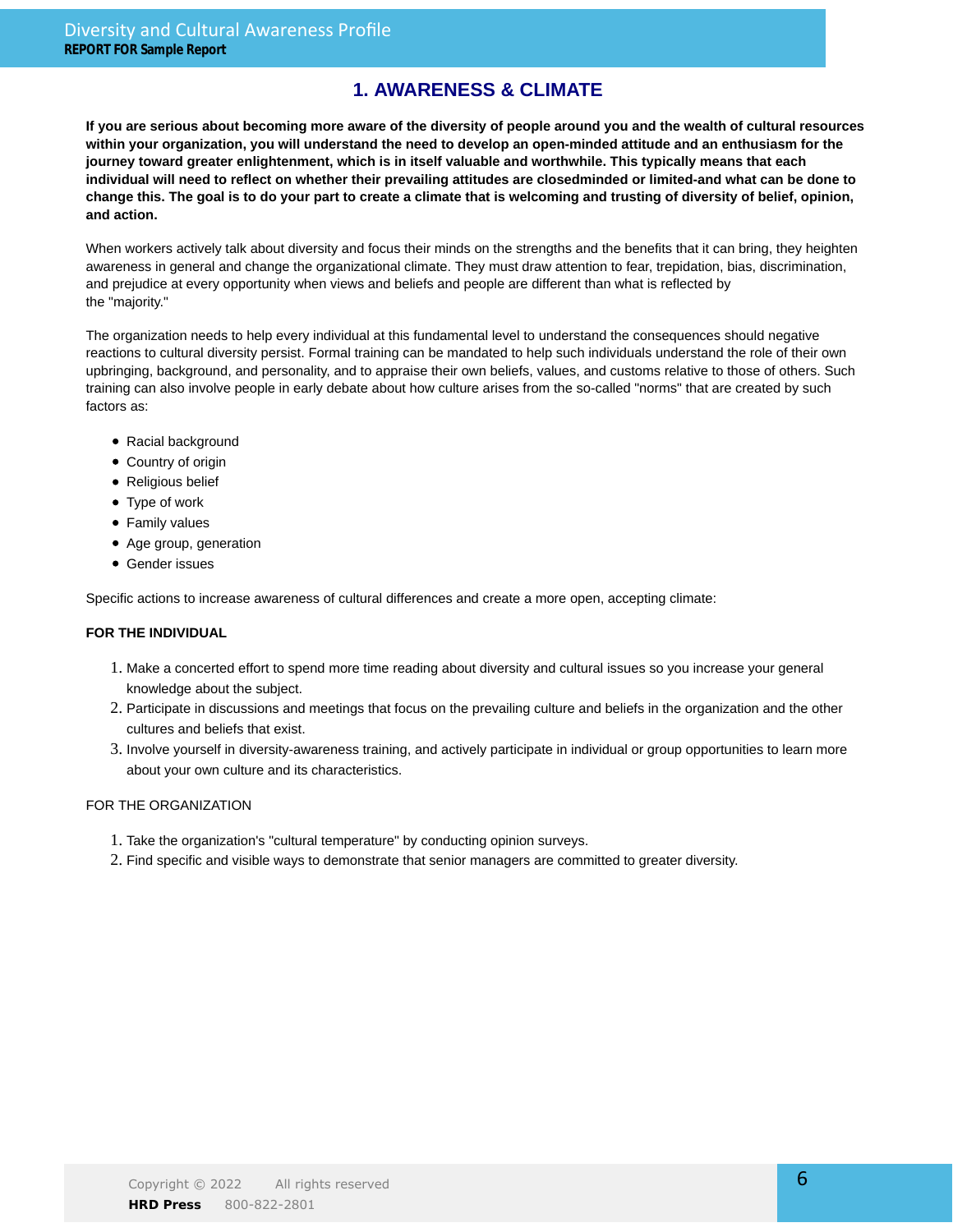## 1. AWARENESS & CLIMATE

**If you are serious about becoming more aware of the diversity of people around you and the wealth of cultural resources within your organization, you will understand the need to develop an open-minded attitude and an enthusiasm for the journey toward greater enlightenment, which is in itself valuable and worthwhile. This typically means that each individual will need to reflect on whether their prevailing attitudes are closedminded or limited-and what can be done to change this. The goal is to do your part to create a climate that is welcoming and trusting of diversity of belief, opinion, and action.**

When workers actively talk about diversity and focus their minds on the strengths and the benefits that it can bring, they heighten awareness in general and change the organizational climate. They must draw attention to fear, trepidation, bias, discrimination, and prejudice at every opportunity when views and beliefs and people are different than what is reflected by the "majority."

The organization needs to help every individual at this fundamental level to understand the consequences should negative reactions to cultural diversity persist. Formal training can be mandated to help such individuals understand the role of their own upbringing, background, and personality, and to appraise their own beliefs, values, and customs relative to those of others. Such training can also involve people in early debate about how culture arises from the so-called "norms" that are created by such factors as:

- Racial background
- Country of origin
- Religious belief
- Type of work
- Family values
- Age group, generation
- Gender issues

Specific actions to increase awareness of cultural differences and create a more open, accepting climate:

**FOR THE INDIVIDUAL**

1. Make a concerted effort to spend more time reading about diversity and cultural issues so you increase your general knowledge about the subject.
2. Participate in discussions and meetings that focus on the prevailing culture and beliefs in the organization and the other cultures and beliefs that exist.
3. Involve yourself in diversity-awareness training, and actively participate in individual or group opportunities to learn more about your own culture and its characteristics.

FOR THE ORGANIZATION

1. Take the organization's "cultural temperature" by conducting opinion surveys.
2. Find specific and visible ways to demonstrate that senior managers are committed to greater diversity.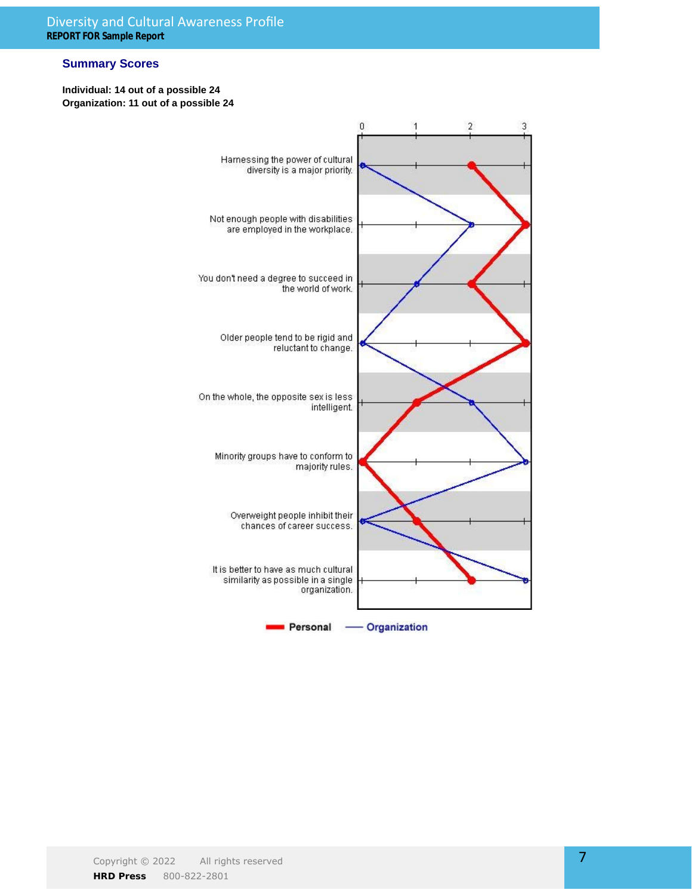## Summary Scores

**Individual: 14 out of a possible 24**
**Organization: 11 out of a possible 24**

| Statement | Personal | Organization |
|---|---|---|
| Harnessing the power of cultural diversity is a major priority. | 2 | 0 |
| Not enough people with disabilities are employed in the workplace. | 3 | 2 |
| You don't need a degree to succeed in the world of work. | 2 | 1 |
| Older people tend to be rigid and reluctant to change. | 3 | 0 |
| On the whole, the opposite sex is less intelligent. | 1 | 2 |
| Minority groups have to conform to majority rules. | 0 | 3 |
| Overweight people inhibit their chances of career success. | 1 | 0 |
| It is better to have as much cultural similarity as possible in a single organization. | 2 | 3 |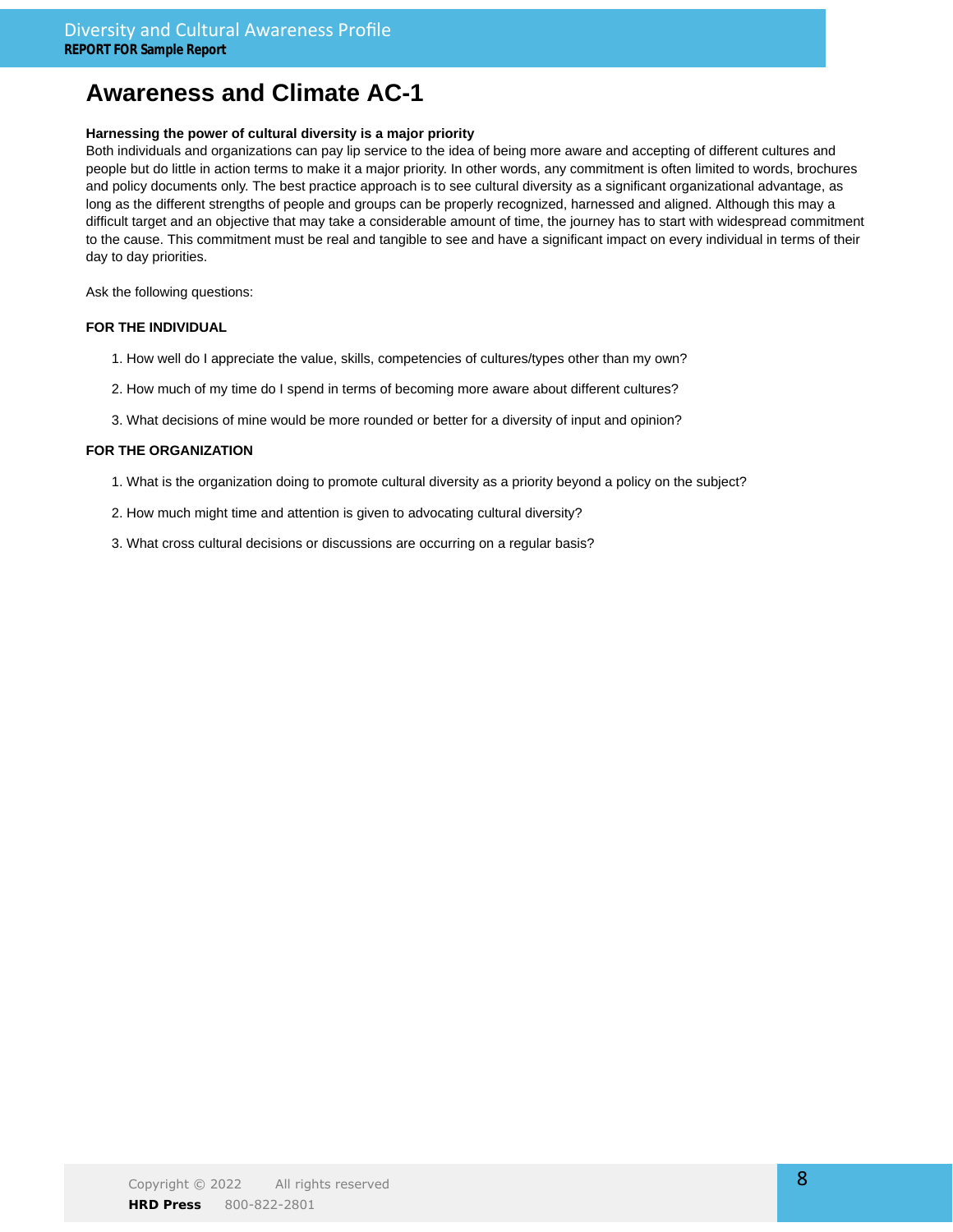# Awareness and Climate AC-1

**Harnessing the power of cultural diversity is a major priority**

Both individuals and organizations can pay lip service to the idea of being more aware and accepting of different cultures and people but do little in action terms to make it a major priority. In other words, any commitment is often limited to words, brochures and policy documents only. The best practice approach is to see cultural diversity as a significant organizational advantage, as long as the different strengths of people and groups can be properly recognized, harnessed and aligned. Although this may a difficult target and an objective that may take a considerable amount of time, the journey has to start with widespread commitment to the cause. This commitment must be real and tangible to see and have a significant impact on every individual in terms of their day to day priorities.

Ask the following questions:

**FOR THE INDIVIDUAL**

1. How well do I appreciate the value, skills, competencies of cultures/types other than my own?
2. How much of my time do I spend in terms of becoming more aware about different cultures?
3. What decisions of mine would be more rounded or better for a diversity of input and opinion?

**FOR THE ORGANIZATION**

1. What is the organization doing to promote cultural diversity as a priority beyond a policy on the subject?
2. How much might time and attention is given to advocating cultural diversity?
3. What cross cultural decisions or discussions are occurring on a regular basis?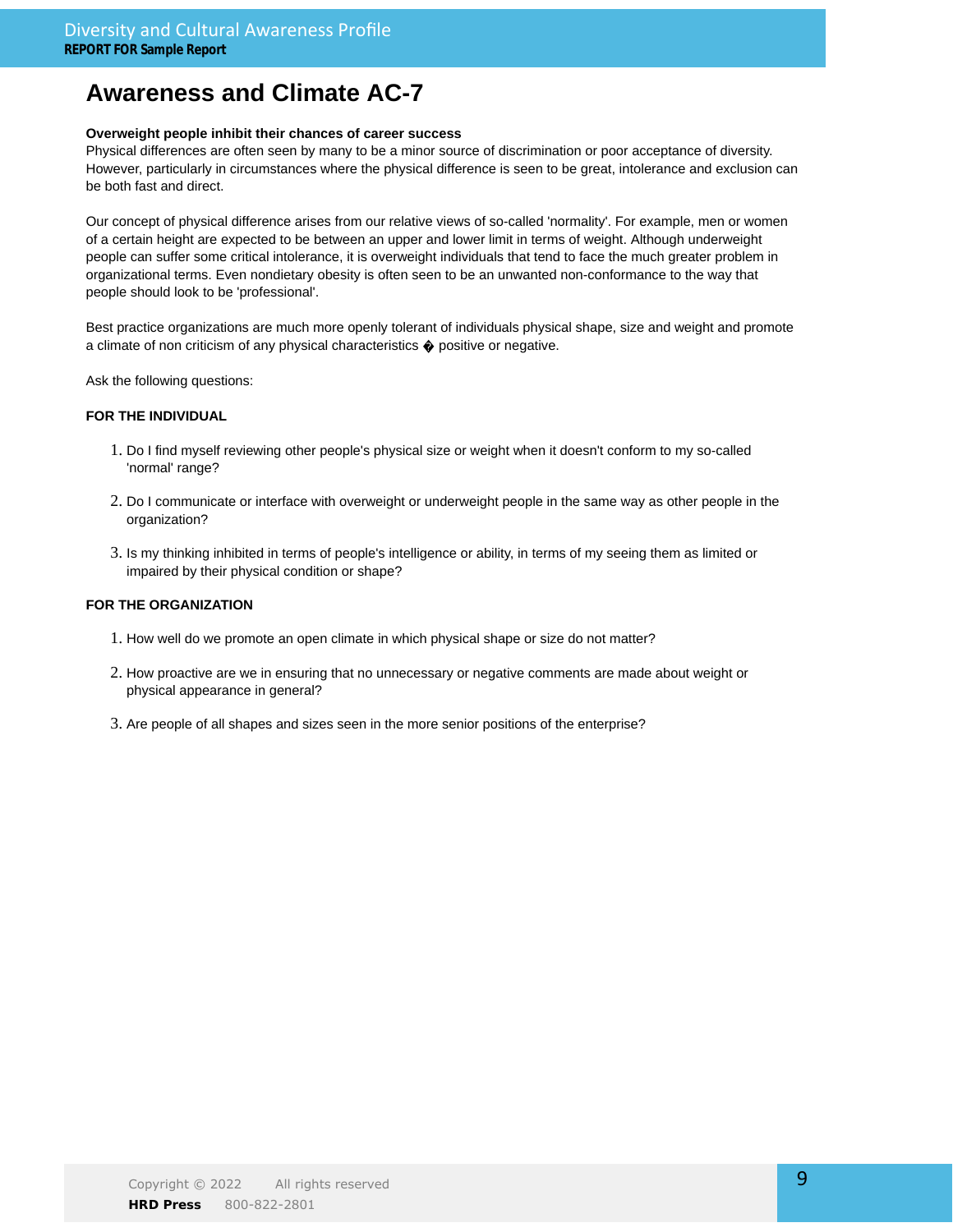# Awareness and Climate AC-7

**Overweight people inhibit their chances of career success**

Physical differences are often seen by many to be a minor source of discrimination or poor acceptance of diversity. However, particularly in circumstances where the physical difference is seen to be great, intolerance and exclusion can be both fast and direct.

Our concept of physical difference arises from our relative views of so-called 'normality'. For example, men or women of a certain height are expected to be between an upper and lower limit in terms of weight. Although underweight people can suffer some critical intolerance, it is overweight individuals that tend to face the much greater problem in organizational terms. Even nondietary obesity is often seen to be an unwanted non-conformance to the way that people should look to be 'professional'.

Best practice organizations are much more openly tolerant of individuals physical shape, size and weight and promote a climate of non criticism of any physical characteristics � positive or negative.

Ask the following questions:

**FOR THE INDIVIDUAL**

1. Do I find myself reviewing other people's physical size or weight when it doesn't conform to my so-called 'normal' range?
2. Do I communicate or interface with overweight or underweight people in the same way as other people in the organization?
3. Is my thinking inhibited in terms of people's intelligence or ability, in terms of my seeing them as limited or impaired by their physical condition or shape?

**FOR THE ORGANIZATION**

1. How well do we promote an open climate in which physical shape or size do not matter?
2. How proactive are we in ensuring that no unnecessary or negative comments are made about weight or physical appearance in general?
3. Are people of all shapes and sizes seen in the more senior positions of the enterprise?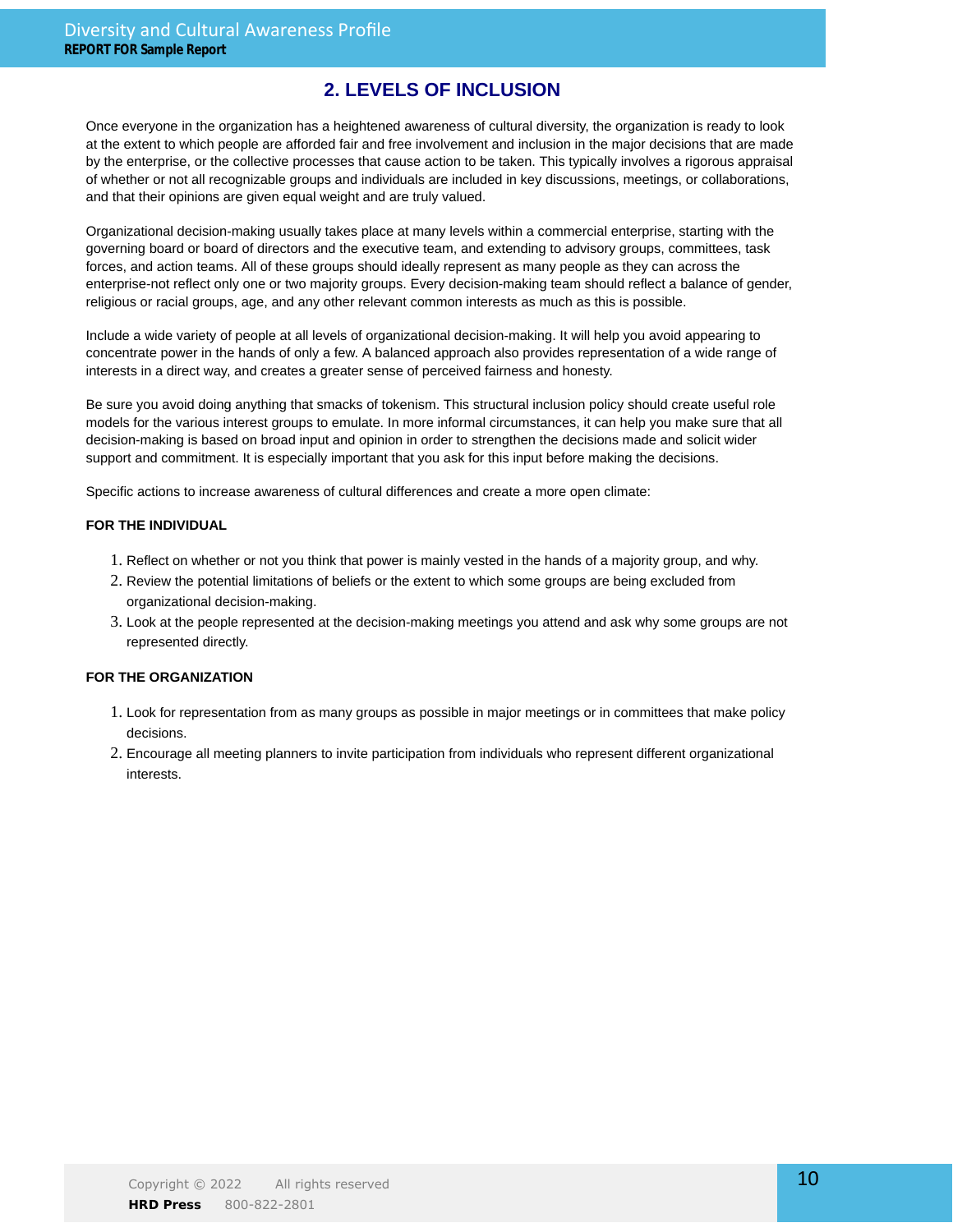## 2. LEVELS OF INCLUSION

Once everyone in the organization has a heightened awareness of cultural diversity, the organization is ready to look at the extent to which people are afforded fair and free involvement and inclusion in the major decisions that are made by the enterprise, or the collective processes that cause action to be taken. This typically involves a rigorous appraisal of whether or not all recognizable groups and individuals are included in key discussions, meetings, or collaborations, and that their opinions are given equal weight and are truly valued.

Organizational decision-making usually takes place at many levels within a commercial enterprise, starting with the governing board or board of directors and the executive team, and extending to advisory groups, committees, task forces, and action teams. All of these groups should ideally represent as many people as they can across the enterprise-not reflect only one or two majority groups. Every decision-making team should reflect a balance of gender, religious or racial groups, age, and any other relevant common interests as much as this is possible.

Include a wide variety of people at all levels of organizational decision-making. It will help you avoid appearing to concentrate power in the hands of only a few. A balanced approach also provides representation of a wide range of interests in a direct way, and creates a greater sense of perceived fairness and honesty.

Be sure you avoid doing anything that smacks of tokenism. This structural inclusion policy should create useful role models for the various interest groups to emulate. In more informal circumstances, it can help you make sure that all decision-making is based on broad input and opinion in order to strengthen the decisions made and solicit wider support and commitment. It is especially important that you ask for this input before making the decisions.

Specific actions to increase awareness of cultural differences and create a more open climate:

**FOR THE INDIVIDUAL**

1. Reflect on whether or not you think that power is mainly vested in the hands of a majority group, and why.
2. Review the potential limitations of beliefs or the extent to which some groups are being excluded from organizational decision-making.
3. Look at the people represented at the decision-making meetings you attend and ask why some groups are not represented directly.

**FOR THE ORGANIZATION**

1. Look for representation from as many groups as possible in major meetings or in committees that make policy decisions.
2. Encourage all meeting planners to invite participation from individuals who represent different organizational interests.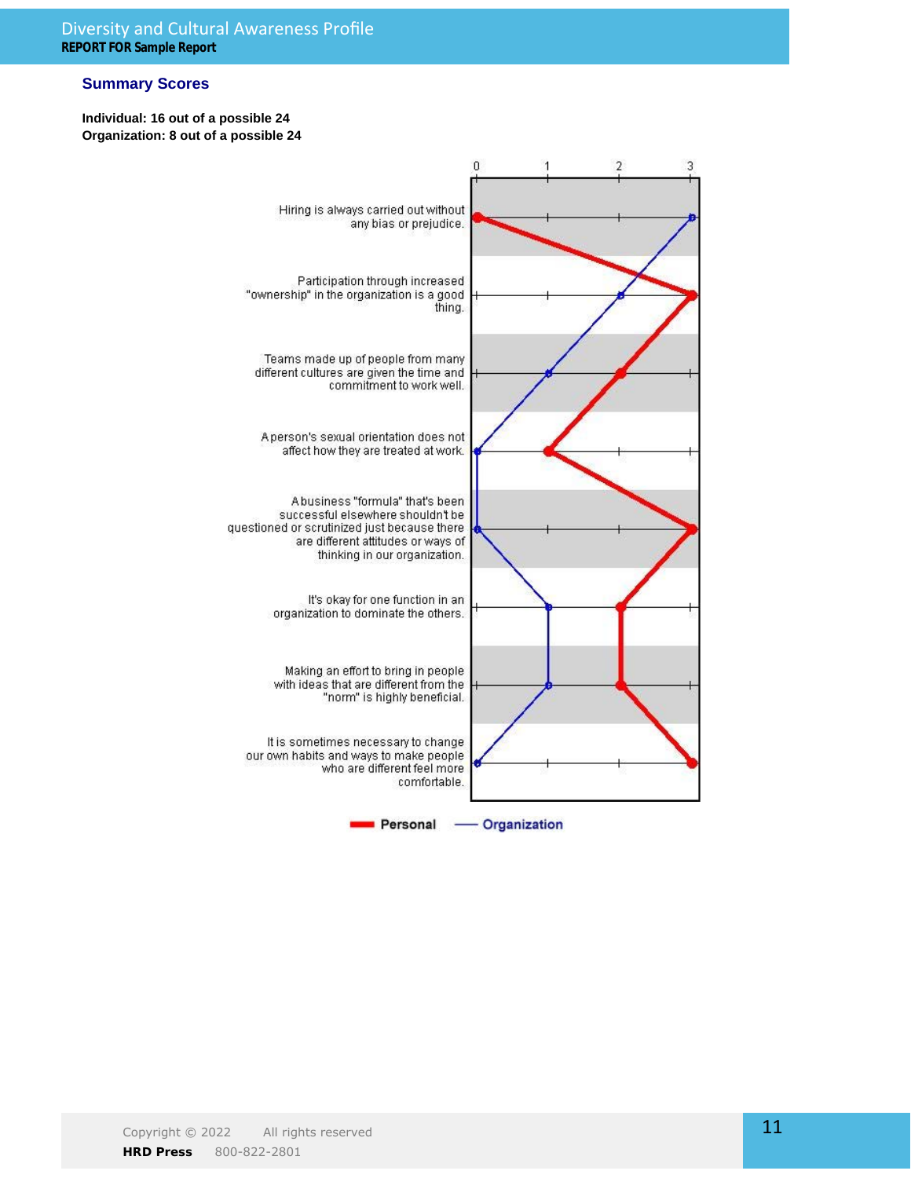## Summary Scores

**Individual: 16 out of a possible 24**
**Organization: 8 out of a possible 24**

| Statement | Personal | Organization |
|---|---|---|
| Hiring is always carried out without any bias or prejudice. | 0 | 3 |
| Participation through increased "ownership" in the organization is a good thing. | 3 | 2 |
| Teams made up of people from many different cultures are given the time and commitment to work well. | 2 | 1 |
| A person's sexual orientation does not affect how they are treated at work. | 1 | 0 |
| A business "formula" that's been successful elsewhere shouldn't be questioned or scrutinized just because there are different attitudes or ways of thinking in our organization. | 3 | 0 |
| It's okay for one function in an organization to dominate the others. | 2 | 1 |
| Making an effort to bring in people with ideas that are different from the "norm" is highly beneficial. | 2 | 1 |
| It is sometimes necessary to change our own habits and ways to make people who are different feel more comfortable. | 3 | 0 |

Personal — Organization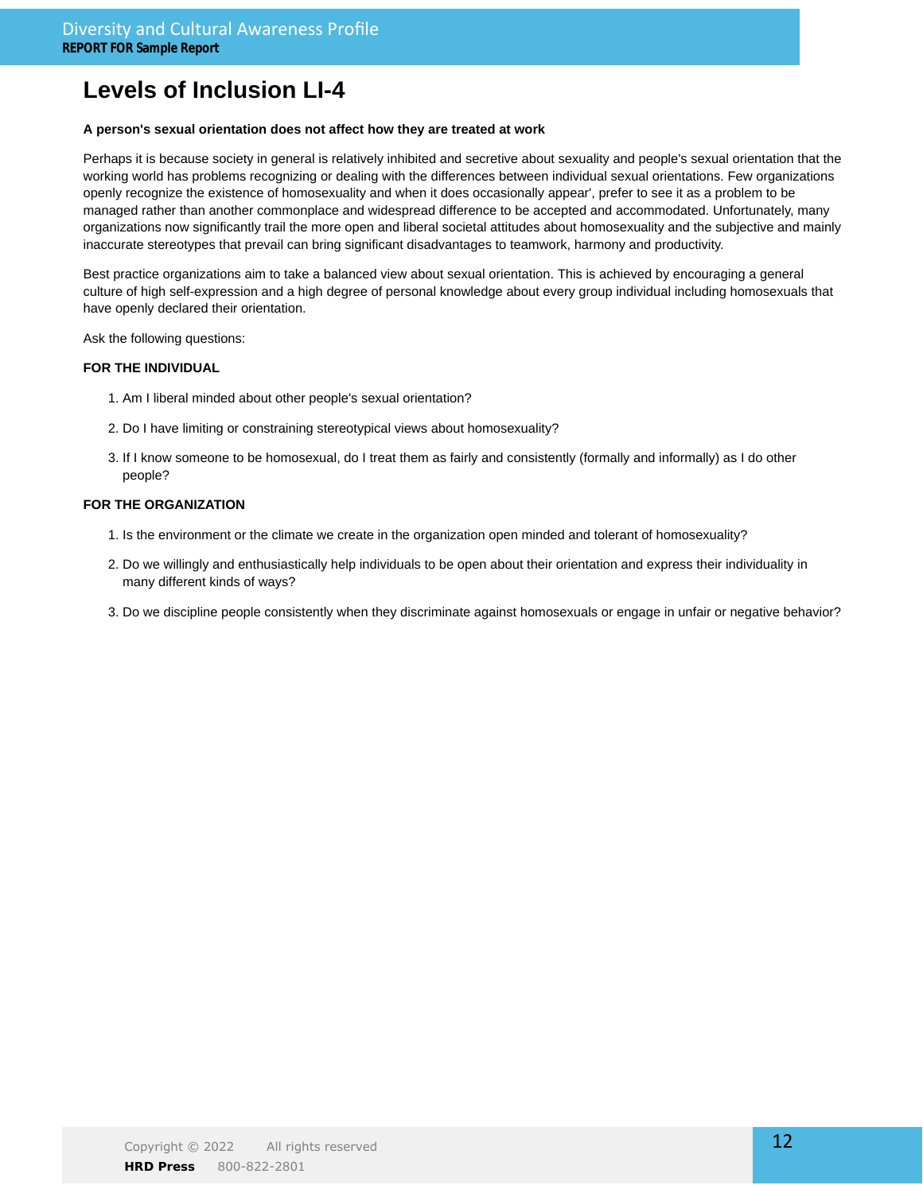# Levels of Inclusion LI-4

**A person's sexual orientation does not affect how they are treated at work**

Perhaps it is because society in general is relatively inhibited and secretive about sexuality and people's sexual orientation that the working world has problems recognizing or dealing with the differences between individual sexual orientations. Few organizations openly recognize the existence of homosexuality and when it does occasionally appear', prefer to see it as a problem to be managed rather than another commonplace and widespread difference to be accepted and accommodated. Unfortunately, many organizations now significantly trail the more open and liberal societal attitudes about homosexuality and the subjective and mainly inaccurate stereotypes that prevail can bring significant disadvantages to teamwork, harmony and productivity.

Best practice organizations aim to take a balanced view about sexual orientation. This is achieved by encouraging a general culture of high self-expression and a high degree of personal knowledge about every group individual including homosexuals that have openly declared their orientation.

Ask the following questions:

**FOR THE INDIVIDUAL**

1. Am I liberal minded about other people's sexual orientation?
2. Do I have limiting or constraining stereotypical views about homosexuality?
3. If I know someone to be homosexual, do I treat them as fairly and consistently (formally and informally) as I do other people?

**FOR THE ORGANIZATION**

1. Is the environment or the climate we create in the organization open minded and tolerant of homosexuality?
2. Do we willingly and enthusiastically help individuals to be open about their orientation and express their individuality in many different kinds of ways?
3. Do we discipline people consistently when they discriminate against homosexuals or engage in unfair or negative behavior?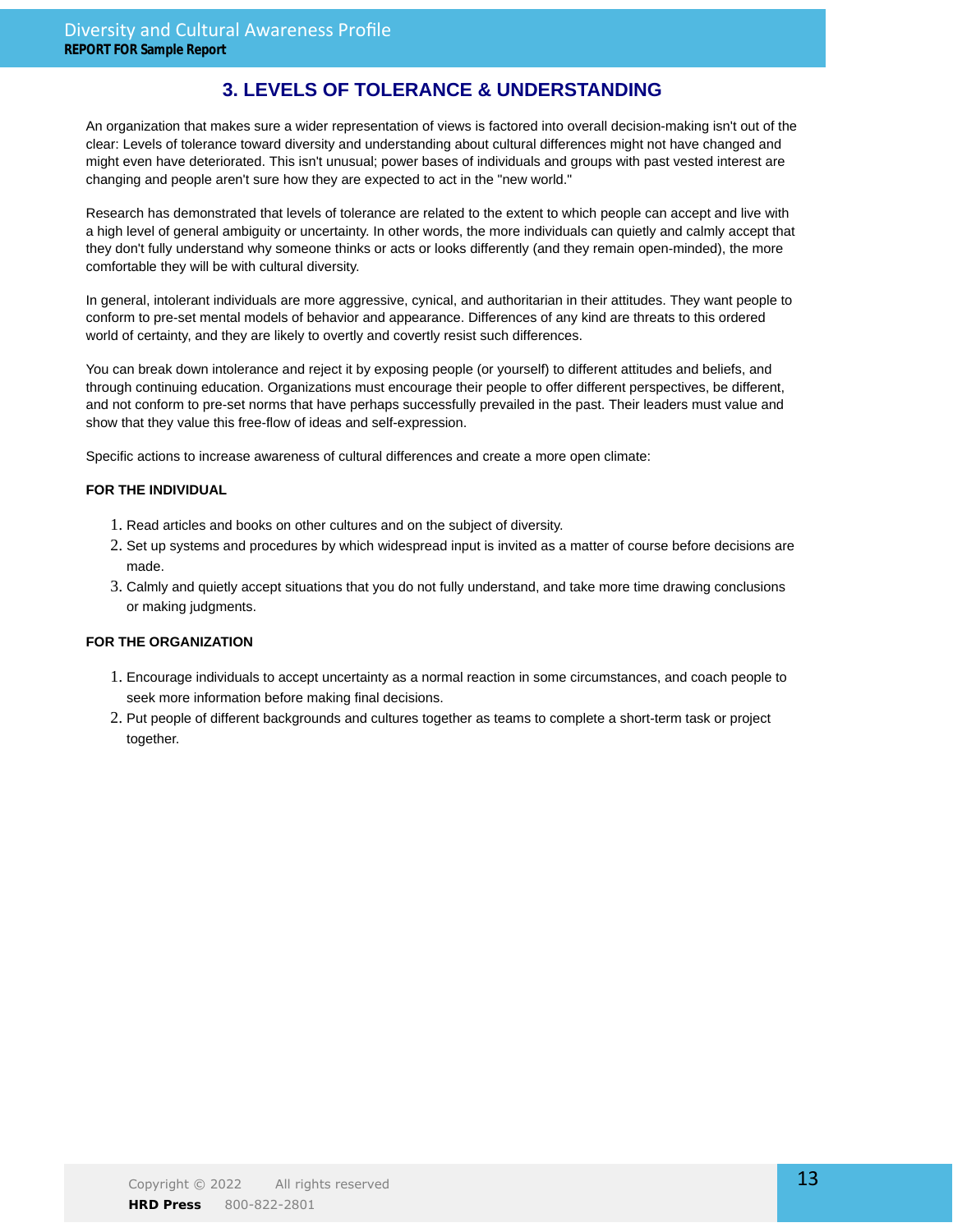## 3. LEVELS OF TOLERANCE & UNDERSTANDING

An organization that makes sure a wider representation of views is factored into overall decision-making isn't out of the clear: Levels of tolerance toward diversity and understanding about cultural differences might not have changed and might even have deteriorated. This isn't unusual; power bases of individuals and groups with past vested interest are changing and people aren't sure how they are expected to act in the "new world."

Research has demonstrated that levels of tolerance are related to the extent to which people can accept and live with a high level of general ambiguity or uncertainty. In other words, the more individuals can quietly and calmly accept that they don't fully understand why someone thinks or acts or looks differently (and they remain open-minded), the more comfortable they will be with cultural diversity.

In general, intolerant individuals are more aggressive, cynical, and authoritarian in their attitudes. They want people to conform to pre-set mental models of behavior and appearance. Differences of any kind are threats to this ordered world of certainty, and they are likely to overtly and covertly resist such differences.

You can break down intolerance and reject it by exposing people (or yourself) to different attitudes and beliefs, and through continuing education. Organizations must encourage their people to offer different perspectives, be different, and not conform to pre-set norms that have perhaps successfully prevailed in the past. Their leaders must value and show that they value this free-flow of ideas and self-expression.

Specific actions to increase awareness of cultural differences and create a more open climate:

**FOR THE INDIVIDUAL**

1. Read articles and books on other cultures and on the subject of diversity.
2. Set up systems and procedures by which widespread input is invited as a matter of course before decisions are made.
3. Calmly and quietly accept situations that you do not fully understand, and take more time drawing conclusions or making judgments.

**FOR THE ORGANIZATION**

1. Encourage individuals to accept uncertainty as a normal reaction in some circumstances, and coach people to seek more information before making final decisions.
2. Put people of different backgrounds and cultures together as teams to complete a short-term task or project together.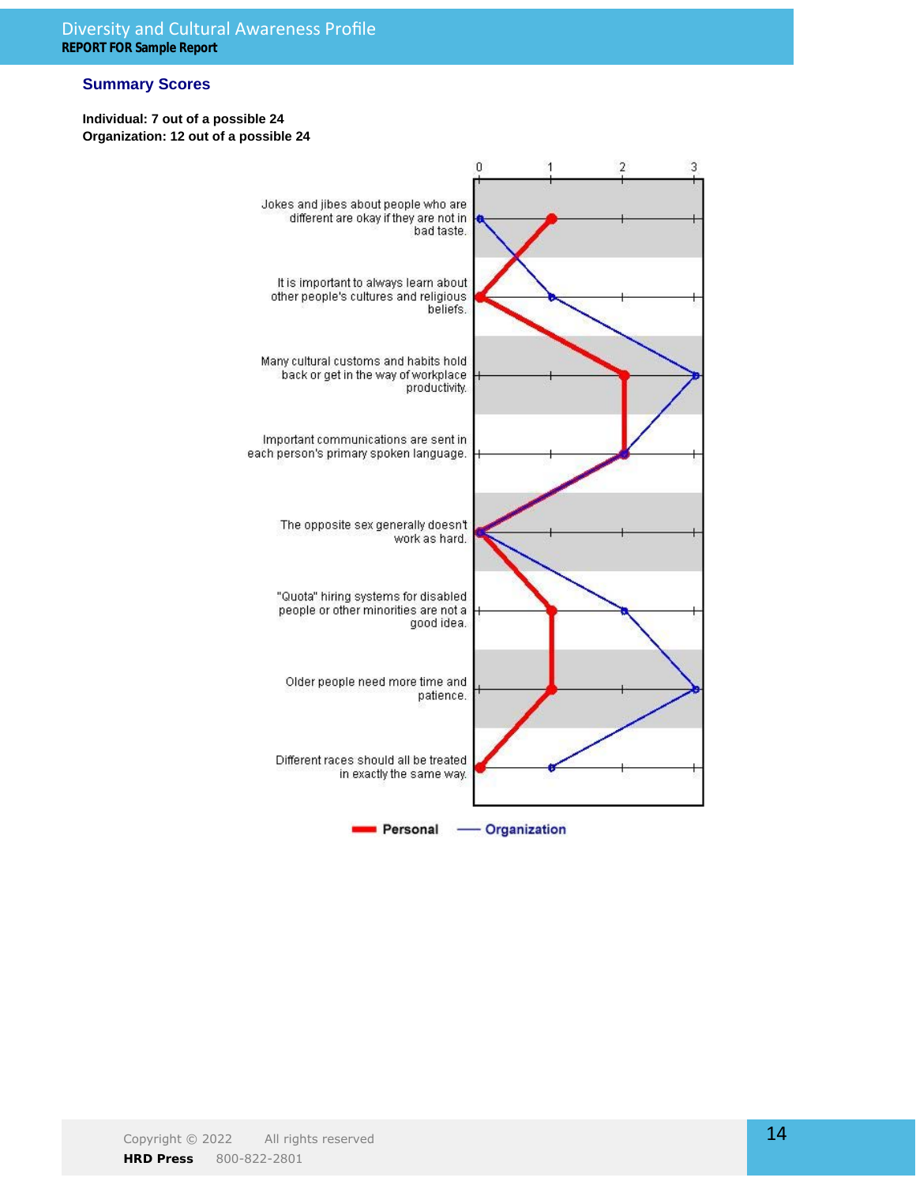## Summary Scores

**Individual: 7 out of a possible 24**
**Organization: 12 out of a possible 24**

| Statement | Personal | Organization |
|---|---|---|
| Jokes and jibes about people who are different are okay if they are not in bad taste. | 1 | 0 |
| It is important to always learn about other people's cultures and religious beliefs. | 0 | 1 |
| Many cultural customs and habits hold back or get in the way of workplace productivity. | 2 | 3 |
| Important communications are sent in each person's primary spoken language. | 2 | 2 |
| The opposite sex generally doesn't work as hard. | 0 | 0 |
| "Quota" hiring systems for disabled people or other minorities are not a good idea. | 1 | 2 |
| Older people need more time and patience. | 1 | 3 |
| Different races should all be treated in exactly the same way. | 0 | 1 |

Personal — Organization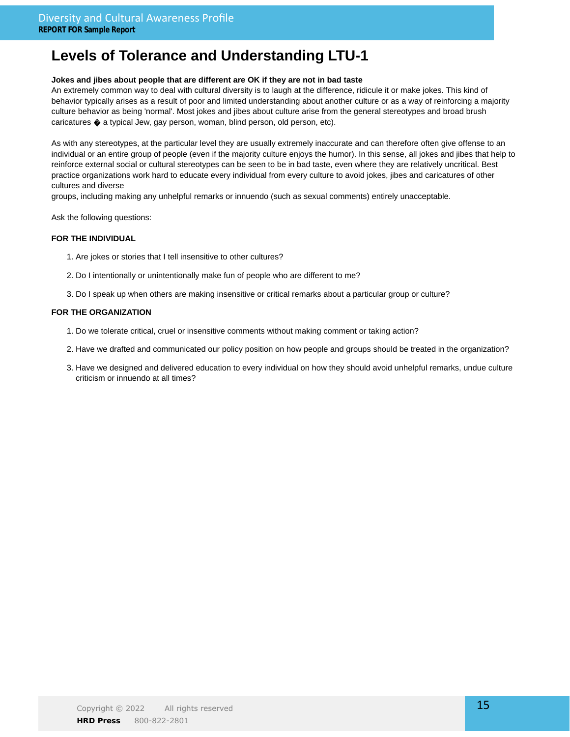# Levels of Tolerance and Understanding LTU-1

**Jokes and jibes about people that are different are OK if they are not in bad taste**

An extremely common way to deal with cultural diversity is to laugh at the difference, ridicule it or make jokes. This kind of behavior typically arises as a result of poor and limited understanding about another culture or as a way of reinforcing a majority culture behavior as being 'normal'. Most jokes and jibes about culture arise from the general stereotypes and broad brush caricatures � a typical Jew, gay person, woman, blind person, old person, etc).

As with any stereotypes, at the particular level they are usually extremely inaccurate and can therefore often give offense to an individual or an entire group of people (even if the majority culture enjoys the humor). In this sense, all jokes and jibes that help to reinforce external social or cultural stereotypes can be seen to be in bad taste, even where they are relatively uncritical. Best practice organizations work hard to educate every individual from every culture to avoid jokes, jibes and caricatures of other cultures and diverse groups, including making any unhelpful remarks or innuendo (such as sexual comments) entirely unacceptable.

Ask the following questions:

**FOR THE INDIVIDUAL**

1. Are jokes or stories that I tell insensitive to other cultures?
2. Do I intentionally or unintentionally make fun of people who are different to me?
3. Do I speak up when others are making insensitive or critical remarks about a particular group or culture?

**FOR THE ORGANIZATION**

1. Do we tolerate critical, cruel or insensitive comments without making comment or taking action?
2. Have we drafted and communicated our policy position on how people and groups should be treated in the organization?
3. Have we designed and delivered education to every individual on how they should avoid unhelpful remarks, undue culture criticism or innuendo at all times?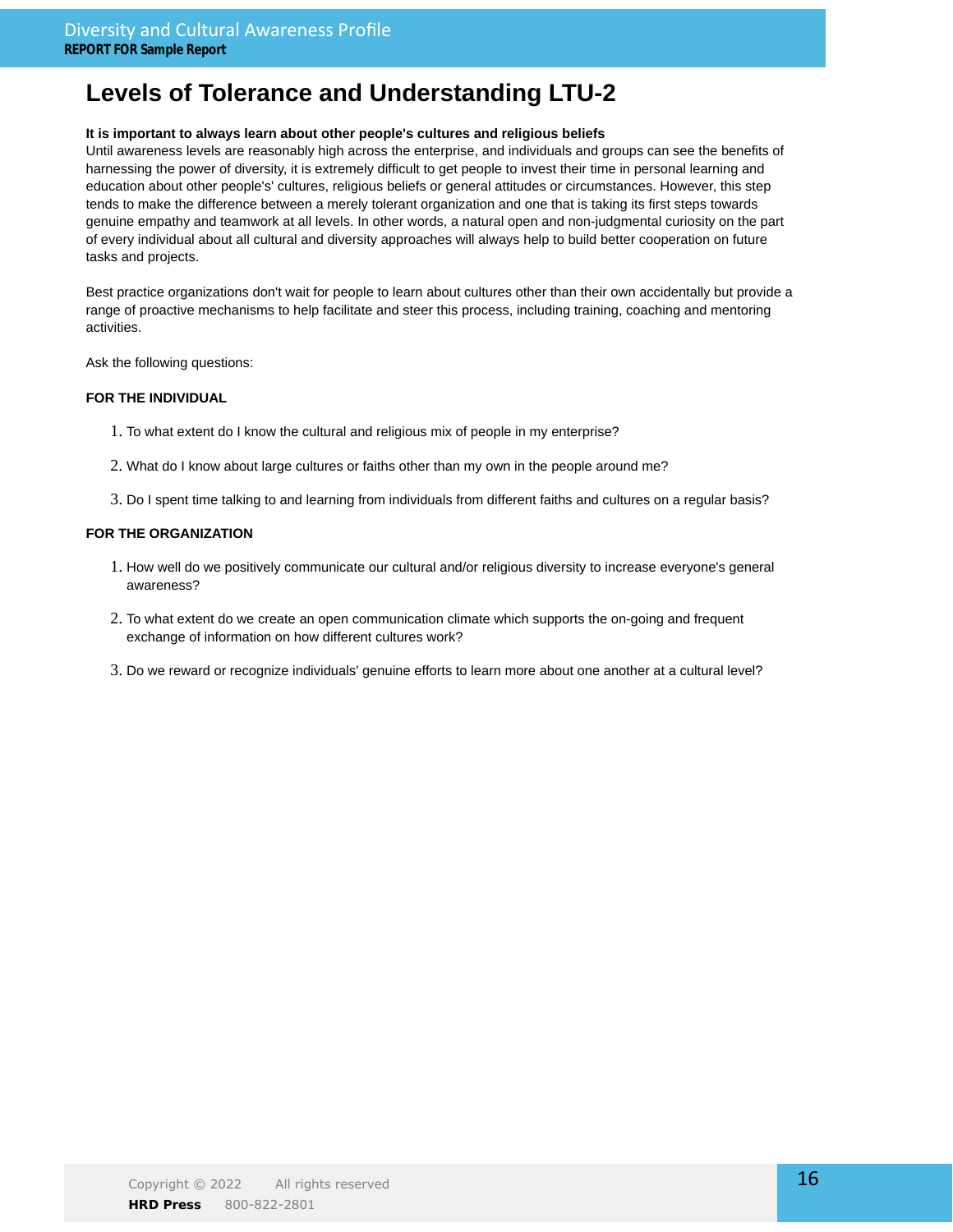# Levels of Tolerance and Understanding LTU-2

**It is important to always learn about other people's cultures and religious beliefs**

Until awareness levels are reasonably high across the enterprise, and individuals and groups can see the benefits of harnessing the power of diversity, it is extremely difficult to get people to invest their time in personal learning and education about other people's' cultures, religious beliefs or general attitudes or circumstances. However, this step tends to make the difference between a merely tolerant organization and one that is taking its first steps towards genuine empathy and teamwork at all levels. In other words, a natural open and non-judgmental curiosity on the part of every individual about all cultural and diversity approaches will always help to build better cooperation on future tasks and projects.

Best practice organizations don't wait for people to learn about cultures other than their own accidentally but provide a range of proactive mechanisms to help facilitate and steer this process, including training, coaching and mentoring activities.

Ask the following questions:

**FOR THE INDIVIDUAL**

1. To what extent do I know the cultural and religious mix of people in my enterprise?
2. What do I know about large cultures or faiths other than my own in the people around me?
3. Do I spent time talking to and learning from individuals from different faiths and cultures on a regular basis?

**FOR THE ORGANIZATION**

1. How well do we positively communicate our cultural and/or religious diversity to increase everyone's general awareness?
2. To what extent do we create an open communication climate which supports the on-going and frequent exchange of information on how different cultures work?
3. Do we reward or recognize individuals' genuine efforts to learn more about one another at a cultural level?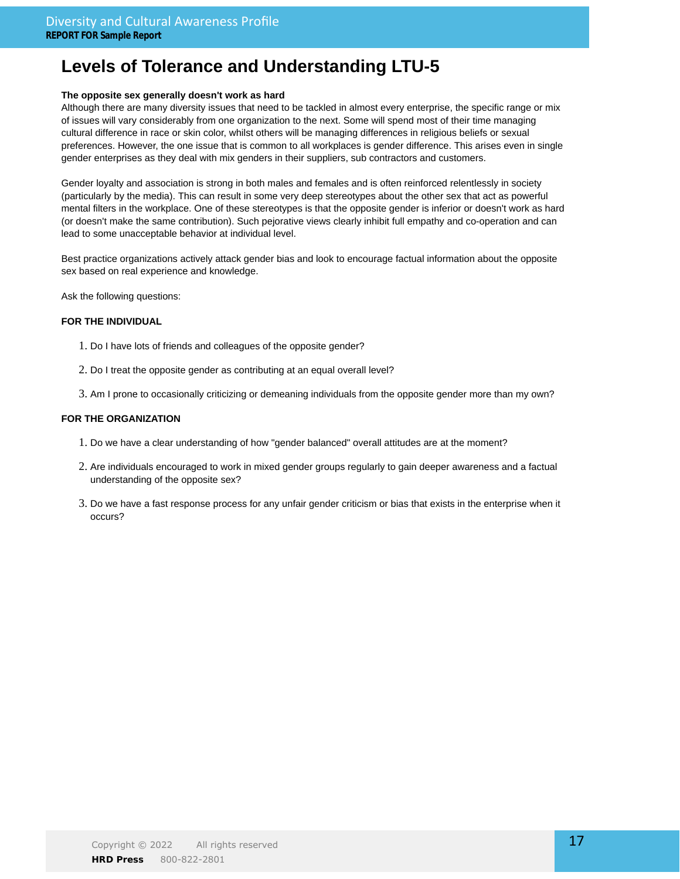# Levels of Tolerance and Understanding LTU-5

**The opposite sex generally doesn't work as hard**

Although there are many diversity issues that need to be tackled in almost every enterprise, the specific range or mix of issues will vary considerably from one organization to the next. Some will spend most of their time managing cultural difference in race or skin color, whilst others will be managing differences in religious beliefs or sexual preferences. However, the one issue that is common to all workplaces is gender difference. This arises even in single gender enterprises as they deal with mix genders in their suppliers, sub contractors and customers.

Gender loyalty and association is strong in both males and females and is often reinforced relentlessly in society (particularly by the media). This can result in some very deep stereotypes about the other sex that act as powerful mental filters in the workplace. One of these stereotypes is that the opposite gender is inferior or doesn't work as hard (or doesn't make the same contribution). Such pejorative views clearly inhibit full empathy and co-operation and can lead to some unacceptable behavior at individual level.

Best practice organizations actively attack gender bias and look to encourage factual information about the opposite sex based on real experience and knowledge.

Ask the following questions:

**FOR THE INDIVIDUAL**

1. Do I have lots of friends and colleagues of the opposite gender?
2. Do I treat the opposite gender as contributing at an equal overall level?
3. Am I prone to occasionally criticizing or demeaning individuals from the opposite gender more than my own?

**FOR THE ORGANIZATION**

1. Do we have a clear understanding of how "gender balanced" overall attitudes are at the moment?
2. Are individuals encouraged to work in mixed gender groups regularly to gain deeper awareness and a factual understanding of the opposite sex?
3. Do we have a fast response process for any unfair gender criticism or bias that exists in the enterprise when it occurs?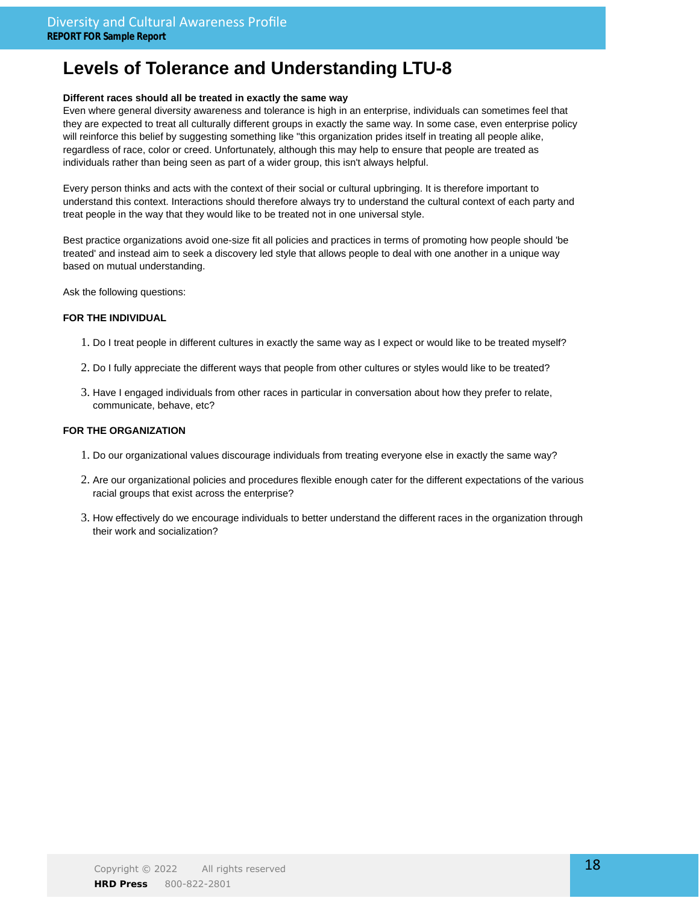# Levels of Tolerance and Understanding LTU-8

**Different races should all be treated in exactly the same way**

Even where general diversity awareness and tolerance is high in an enterprise, individuals can sometimes feel that they are expected to treat all culturally different groups in exactly the same way. In some case, even enterprise policy will reinforce this belief by suggesting something like "this organization prides itself in treating all people alike, regardless of race, color or creed. Unfortunately, although this may help to ensure that people are treated as individuals rather than being seen as part of a wider group, this isn't always helpful.

Every person thinks and acts with the context of their social or cultural upbringing. It is therefore important to understand this context. Interactions should therefore always try to understand the cultural context of each party and treat people in the way that they would like to be treated not in one universal style.

Best practice organizations avoid one-size fit all policies and practices in terms of promoting how people should 'be treated' and instead aim to seek a discovery led style that allows people to deal with one another in a unique way based on mutual understanding.

Ask the following questions:

**FOR THE INDIVIDUAL**

1. Do I treat people in different cultures in exactly the same way as I expect or would like to be treated myself?
2. Do I fully appreciate the different ways that people from other cultures or styles would like to be treated?
3. Have I engaged individuals from other races in particular in conversation about how they prefer to relate, communicate, behave, etc?

**FOR THE ORGANIZATION**

1. Do our organizational values discourage individuals from treating everyone else in exactly the same way?
2. Are our organizational policies and procedures flexible enough cater for the different expectations of the various racial groups that exist across the enterprise?
3. How effectively do we encourage individuals to better understand the different races in the organization through their work and socialization?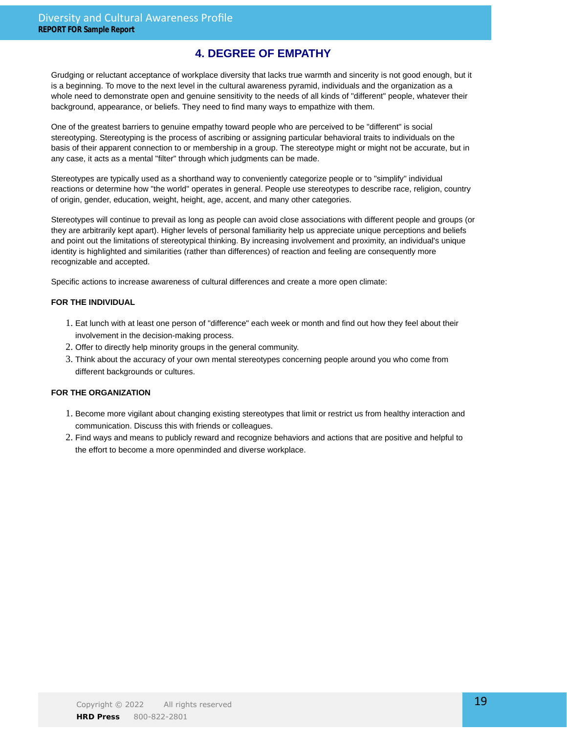## 4. DEGREE OF EMPATHY

Grudging or reluctant acceptance of workplace diversity that lacks true warmth and sincerity is not good enough, but it is a beginning. To move to the next level in the cultural awareness pyramid, individuals and the organization as a whole need to demonstrate open and genuine sensitivity to the needs of all kinds of "different" people, whatever their background, appearance, or beliefs. They need to find many ways to empathize with them.

One of the greatest barriers to genuine empathy toward people who are perceived to be "different" is social stereotyping. Stereotyping is the process of ascribing or assigning particular behavioral traits to individuals on the basis of their apparent connection to or membership in a group. The stereotype might or might not be accurate, but in any case, it acts as a mental "filter" through which judgments can be made.

Stereotypes are typically used as a shorthand way to conveniently categorize people or to "simplify" individual reactions or determine how "the world" operates in general. People use stereotypes to describe race, religion, country of origin, gender, education, weight, height, age, accent, and many other categories.

Stereotypes will continue to prevail as long as people can avoid close associations with different people and groups (or they are arbitrarily kept apart). Higher levels of personal familiarity help us appreciate unique perceptions and beliefs and point out the limitations of stereotypical thinking. By increasing involvement and proximity, an individual's unique identity is highlighted and similarities (rather than differences) of reaction and feeling are consequently more recognizable and accepted.

Specific actions to increase awareness of cultural differences and create a more open climate:

**FOR THE INDIVIDUAL**

1. Eat lunch with at least one person of "difference" each week or month and find out how they feel about their involvement in the decision-making process.
2. Offer to directly help minority groups in the general community.
3. Think about the accuracy of your own mental stereotypes concerning people around you who come from different backgrounds or cultures.

**FOR THE ORGANIZATION**

1. Become more vigilant about changing existing stereotypes that limit or restrict us from healthy interaction and communication. Discuss this with friends or colleagues.
2. Find ways and means to publicly reward and recognize behaviors and actions that are positive and helpful to the effort to become a more openminded and diverse workplace.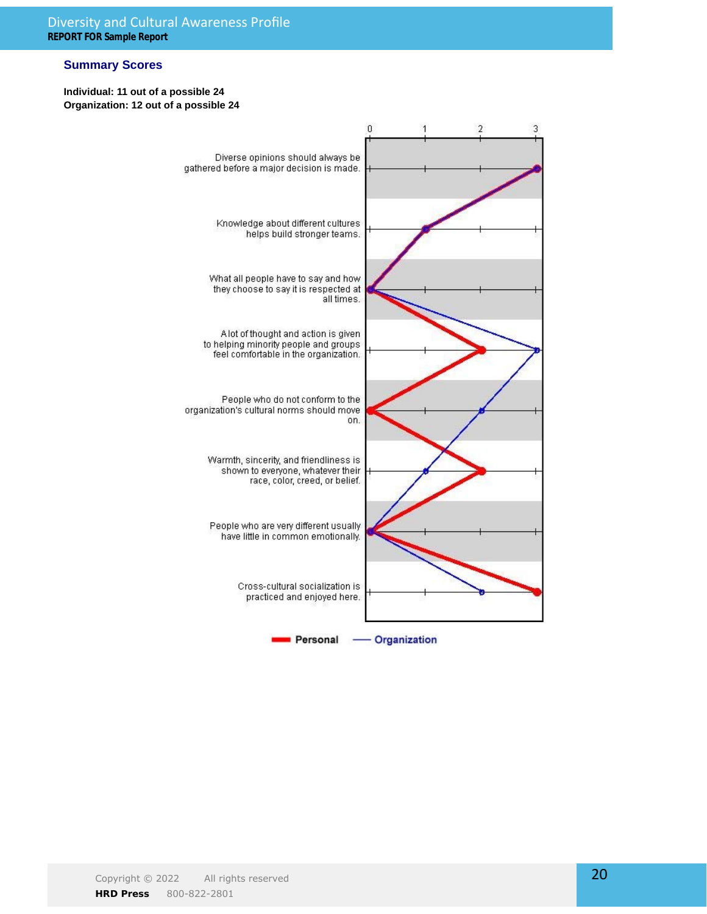## Summary Scores

**Individual: 11 out of a possible 24**
**Organization: 12 out of a possible 24**

| Statement | Personal | Organization |
|---|---|---|
| Diverse opinions should always be gathered before a major decision is made. | 3 | 3 |
| Knowledge about different cultures helps build stronger teams. | 1 | 1 |
| What all people have to say and how they choose to say it is respected at all times. | 0 | 0 |
| A lot of thought and action is given to helping minority people and groups feel comfortable in the organization. | 2 | 3 |
| People who do not conform to the organization's cultural norms should move on. | 0 | 2 |
| Warmth, sincerity, and friendliness is shown to everyone, whatever their race, color, creed, or belief. | 2 | 1 |
| People who are very different usually have little in common emotionally. | 0 | 0 |
| Cross-cultural socialization is practiced and enjoyed here. | 3 | 2 |

Personal — Organization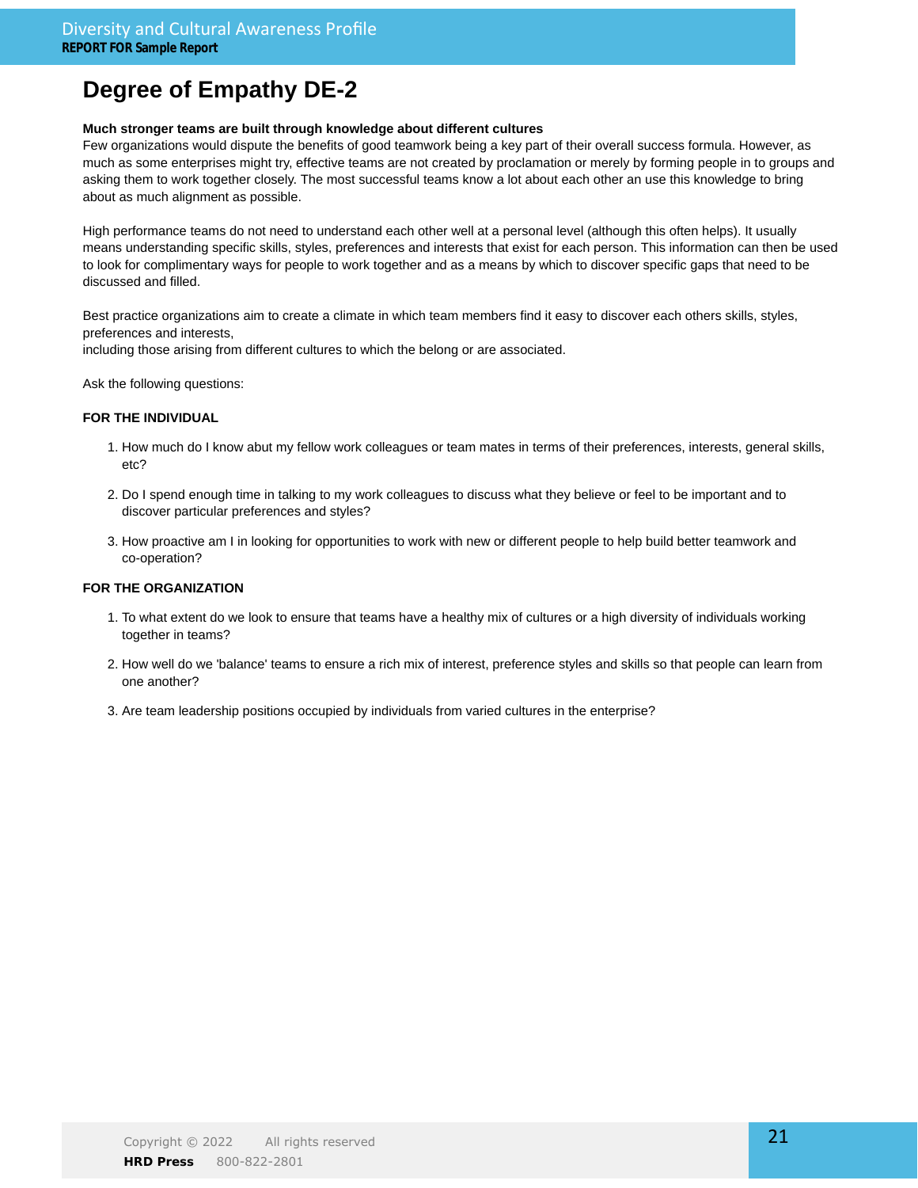# Degree of Empathy DE-2

**Much stronger teams are built through knowledge about different cultures**
Few organizations would dispute the benefits of good teamwork being a key part of their overall success formula. However, as much as some enterprises might try, effective teams are not created by proclamation or merely by forming people in to groups and asking them to work together closely. The most successful teams know a lot about each other an use this knowledge to bring about as much alignment as possible.

High performance teams do not need to understand each other well at a personal level (although this often helps). It usually means understanding specific skills, styles, preferences and interests that exist for each person. This information can then be used to look for complimentary ways for people to work together and as a means by which to discover specific gaps that need to be discussed and filled.

Best practice organizations aim to create a climate in which team members find it easy to discover each others skills, styles, preferences and interests,
including those arising from different cultures to which the belong or are associated.

Ask the following questions:

**FOR THE INDIVIDUAL**

1. How much do I know abut my fellow work colleagues or team mates in terms of their preferences, interests, general skills, etc?
2. Do I spend enough time in talking to my work colleagues to discuss what they believe or feel to be important and to discover particular preferences and styles?
3. How proactive am I in looking for opportunities to work with new or different people to help build better teamwork and co-operation?

**FOR THE ORGANIZATION**

1. To what extent do we look to ensure that teams have a healthy mix of cultures or a high diversity of individuals working together in teams?
2. How well do we 'balance' teams to ensure a rich mix of interest, preference styles and skills so that people can learn from one another?
3. Are team leadership positions occupied by individuals from varied cultures in the enterprise?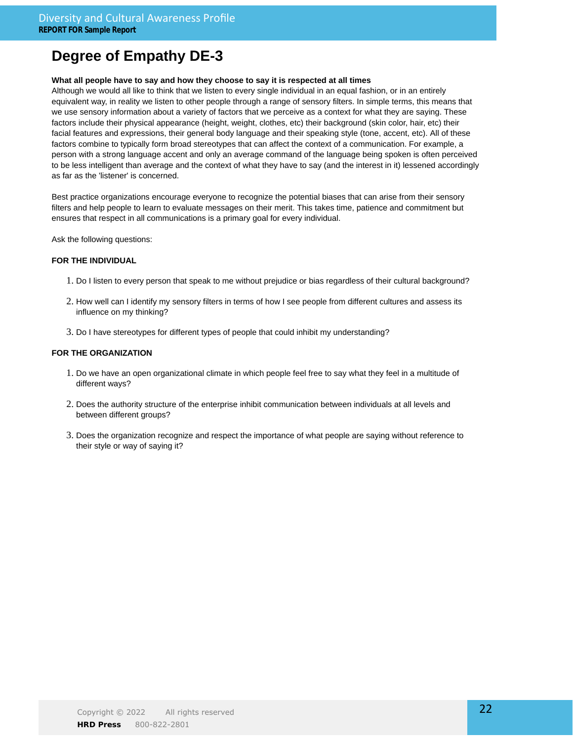# Degree of Empathy DE-3

**What all people have to say and how they choose to say it is respected at all times**

Although we would all like to think that we listen to every single individual in an equal fashion, or in an entirely equivalent way, in reality we listen to other people through a range of sensory filters. In simple terms, this means that we use sensory information about a variety of factors that we perceive as a context for what they are saying. These factors include their physical appearance (height, weight, clothes, etc) their background (skin color, hair, etc) their facial features and expressions, their general body language and their speaking style (tone, accent, etc). All of these factors combine to typically form broad stereotypes that can affect the context of a communication. For example, a person with a strong language accent and only an average command of the language being spoken is often perceived to be less intelligent than average and the context of what they have to say (and the interest in it) lessened accordingly as far as the 'listener' is concerned.

Best practice organizations encourage everyone to recognize the potential biases that can arise from their sensory filters and help people to learn to evaluate messages on their merit. This takes time, patience and commitment but ensures that respect in all communications is a primary goal for every individual.

Ask the following questions:

**FOR THE INDIVIDUAL**

1. Do I listen to every person that speak to me without prejudice or bias regardless of their cultural background?
2. How well can I identify my sensory filters in terms of how I see people from different cultures and assess its influence on my thinking?
3. Do I have stereotypes for different types of people that could inhibit my understanding?

**FOR THE ORGANIZATION**

1. Do we have an open organizational climate in which people feel free to say what they feel in a multitude of different ways?
2. Does the authority structure of the enterprise inhibit communication between individuals at all levels and between different groups?
3. Does the organization recognize and respect the importance of what people are saying without reference to their style or way of saying it?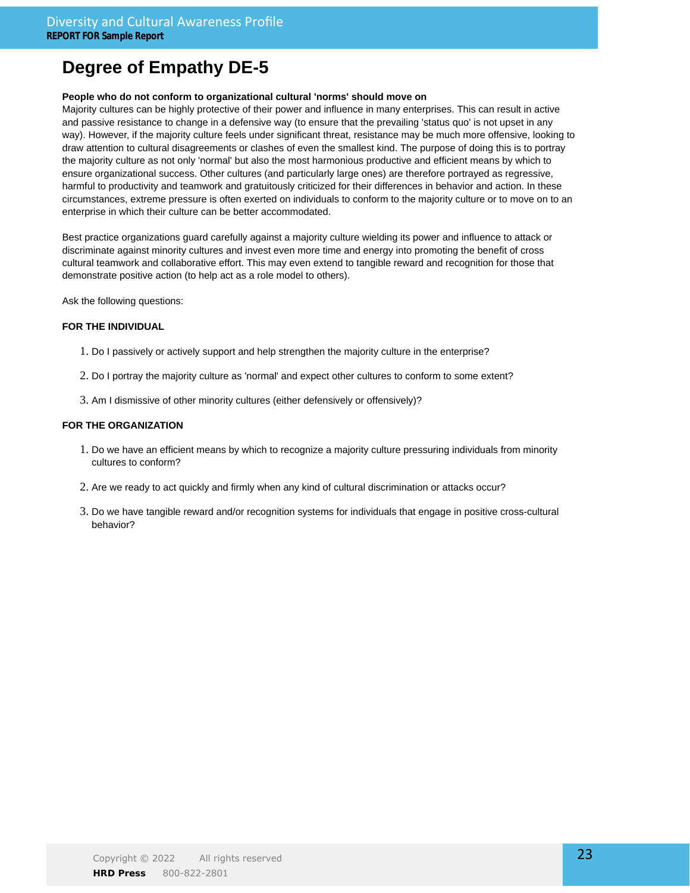# Degree of Empathy DE-5

**People who do not conform to organizational cultural 'norms' should move on**

Majority cultures can be highly protective of their power and influence in many enterprises. This can result in active and passive resistance to change in a defensive way (to ensure that the prevailing 'status quo' is not upset in any way). However, if the majority culture feels under significant threat, resistance may be much more offensive, looking to draw attention to cultural disagreements or clashes of even the smallest kind. The purpose of doing this is to portray the majority culture as not only 'normal' but also the most harmonious productive and efficient means by which to ensure organizational success. Other cultures (and particularly large ones) are therefore portrayed as regressive, harmful to productivity and teamwork and gratuitously criticized for their differences in behavior and action. In these circumstances, extreme pressure is often exerted on individuals to conform to the majority culture or to move on to an enterprise in which their culture can be better accommodated.

Best practice organizations guard carefully against a majority culture wielding its power and influence to attack or discriminate against minority cultures and invest even more time and energy into promoting the benefit of cross cultural teamwork and collaborative effort. This may even extend to tangible reward and recognition for those that demonstrate positive action (to help act as a role model to others).

Ask the following questions:

**FOR THE INDIVIDUAL**

1. Do I passively or actively support and help strengthen the majority culture in the enterprise?
2. Do I portray the majority culture as 'normal' and expect other cultures to conform to some extent?
3. Am I dismissive of other minority cultures (either defensively or offensively)?

**FOR THE ORGANIZATION**

1. Do we have an efficient means by which to recognize a majority culture pressuring individuals from minority cultures to conform?
2. Are we ready to act quickly and firmly when any kind of cultural discrimination or attacks occur?
3. Do we have tangible reward and/or recognition systems for individuals that engage in positive cross-cultural behavior?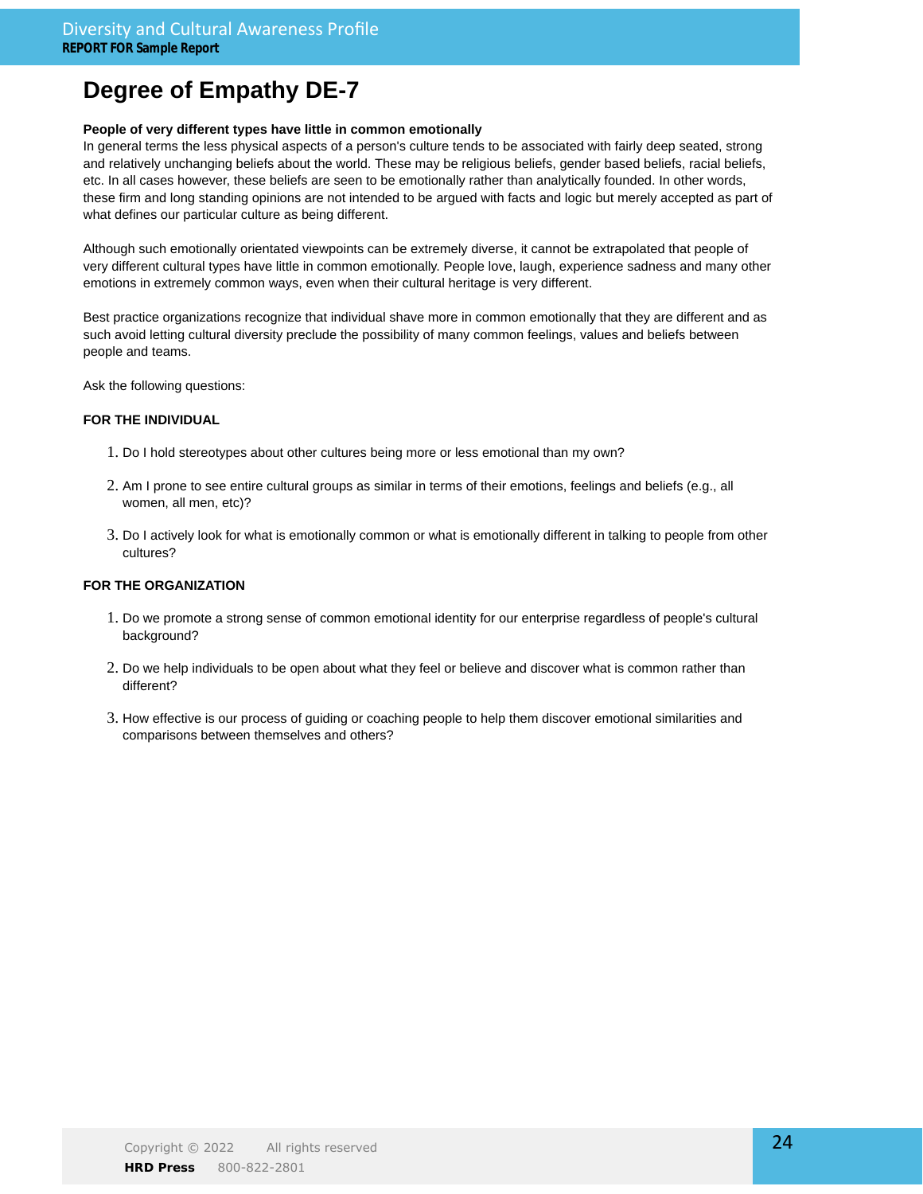# Degree of Empathy DE-7

**People of very different types have little in common emotionally**

In general terms the less physical aspects of a person's culture tends to be associated with fairly deep seated, strong and relatively unchanging beliefs about the world. These may be religious beliefs, gender based beliefs, racial beliefs, etc. In all cases however, these beliefs are seen to be emotionally rather than analytically founded. In other words, these firm and long standing opinions are not intended to be argued with facts and logic but merely accepted as part of what defines our particular culture as being different.

Although such emotionally orientated viewpoints can be extremely diverse, it cannot be extrapolated that people of very different cultural types have little in common emotionally. People love, laugh, experience sadness and many other emotions in extremely common ways, even when their cultural heritage is very different.

Best practice organizations recognize that individual shave more in common emotionally that they are different and as such avoid letting cultural diversity preclude the possibility of many common feelings, values and beliefs between people and teams.

Ask the following questions:

**FOR THE INDIVIDUAL**

1. Do I hold stereotypes about other cultures being more or less emotional than my own?
2. Am I prone to see entire cultural groups as similar in terms of their emotions, feelings and beliefs (e.g., all women, all men, etc)?
3. Do I actively look for what is emotionally common or what is emotionally different in talking to people from other cultures?

**FOR THE ORGANIZATION**

1. Do we promote a strong sense of common emotional identity for our enterprise regardless of people's cultural background?
2. Do we help individuals to be open about what they feel or believe and discover what is common rather than different?
3. How effective is our process of guiding or coaching people to help them discover emotional similarities and comparisons between themselves and others?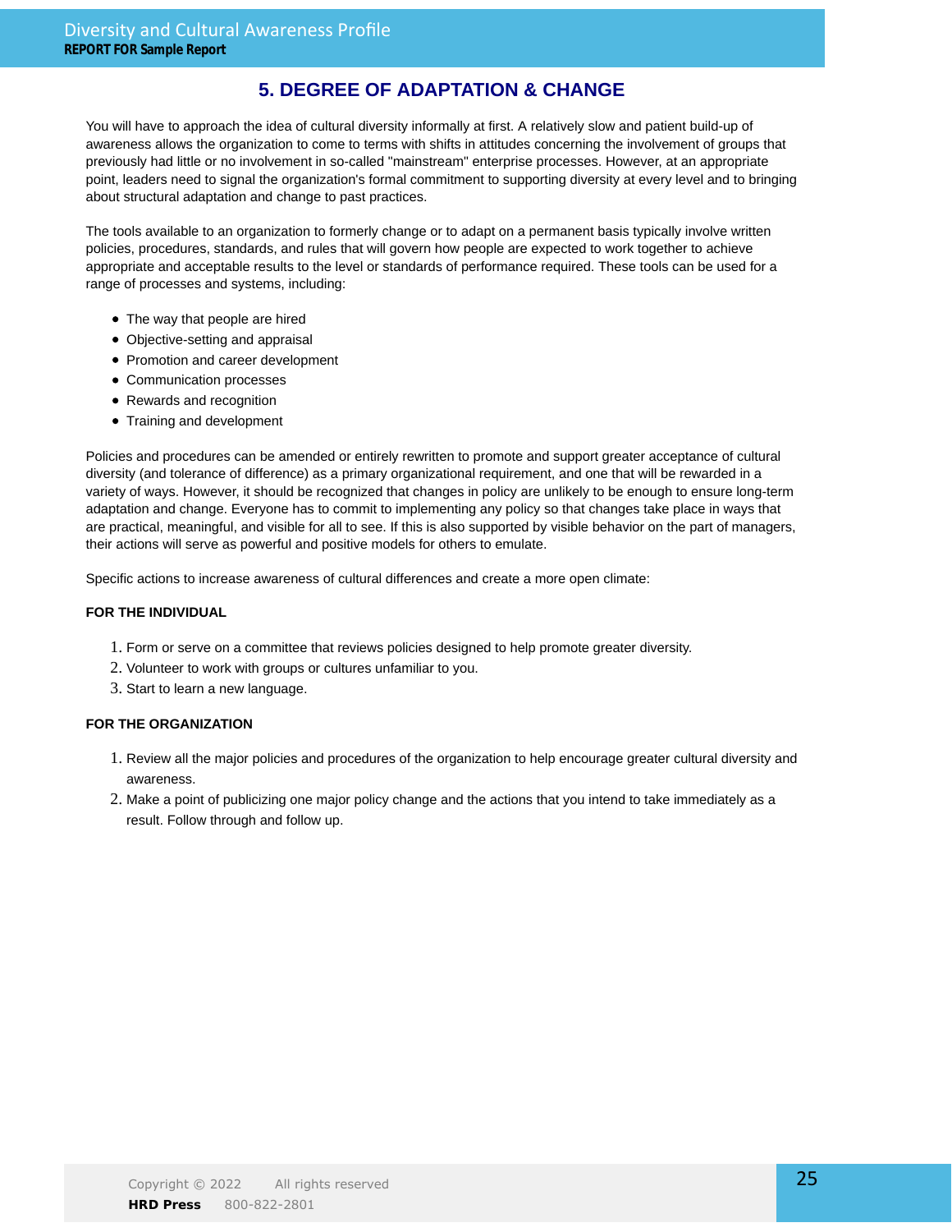## 5. DEGREE OF ADAPTATION & CHANGE

You will have to approach the idea of cultural diversity informally at first. A relatively slow and patient build-up of awareness allows the organization to come to terms with shifts in attitudes concerning the involvement of groups that previously had little or no involvement in so-called "mainstream" enterprise processes. However, at an appropriate point, leaders need to signal the organization's formal commitment to supporting diversity at every level and to bringing about structural adaptation and change to past practices.

The tools available to an organization to formerly change or to adapt on a permanent basis typically involve written policies, procedures, standards, and rules that will govern how people are expected to work together to achieve appropriate and acceptable results to the level or standards of performance required. These tools can be used for a range of processes and systems, including:

- The way that people are hired
- Objective-setting and appraisal
- Promotion and career development
- Communication processes
- Rewards and recognition
- Training and development

Policies and procedures can be amended or entirely rewritten to promote and support greater acceptance of cultural diversity (and tolerance of difference) as a primary organizational requirement, and one that will be rewarded in a variety of ways. However, it should be recognized that changes in policy are unlikely to be enough to ensure long-term adaptation and change. Everyone has to commit to implementing any policy so that changes take place in ways that are practical, meaningful, and visible for all to see. If this is also supported by visible behavior on the part of managers, their actions will serve as powerful and positive models for others to emulate.

Specific actions to increase awareness of cultural differences and create a more open climate:

**FOR THE INDIVIDUAL**

1. Form or serve on a committee that reviews policies designed to help promote greater diversity.
2. Volunteer to work with groups or cultures unfamiliar to you.
3. Start to learn a new language.

**FOR THE ORGANIZATION**

1. Review all the major policies and procedures of the organization to help encourage greater cultural diversity and awareness.
2. Make a point of publicizing one major policy change and the actions that you intend to take immediately as a result. Follow through and follow up.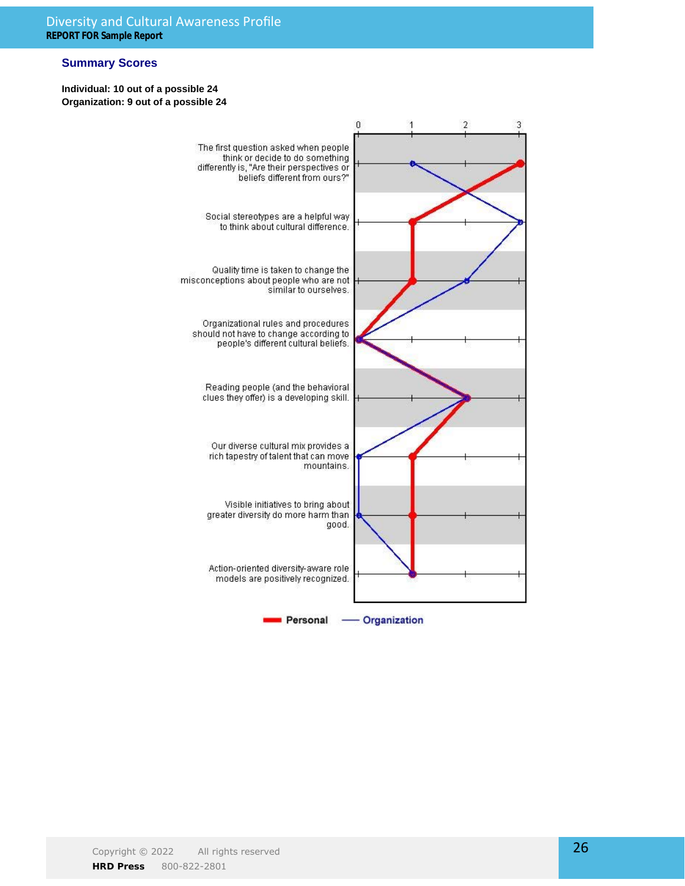## Summary Scores

**Individual: 10 out of a possible 24**
**Organization: 9 out of a possible 24**

| Item | Personal | Organization |
| --- | --- | --- |
| The first question asked when people think or decide to do something differently is, "Are their perspectives or beliefs different from ours?" | 3 | 1 |
| Social stereotypes are a helpful way to think about cultural difference. | 1 | 3 |
| Quality time is taken to change the misconceptions about people who are not similar to ourselves. | 1 | 2 |
| Organizational rules and procedures should not have to change according to people's different cultural beliefs. | 0 | 0 |
| Reading people (and the behavioral clues they offer) is a developing skill. | 2 | 2 |
| Our diverse cultural mix provides a rich tapestry of talent that can move mountains. | 1 | 0 |
| Visible initiatives to bring about greater diversity do more harm than good. | 1 | 0 |
| Action-oriented diversity-aware role models are positively recognized. | 1 | 1 |

Personal — Organization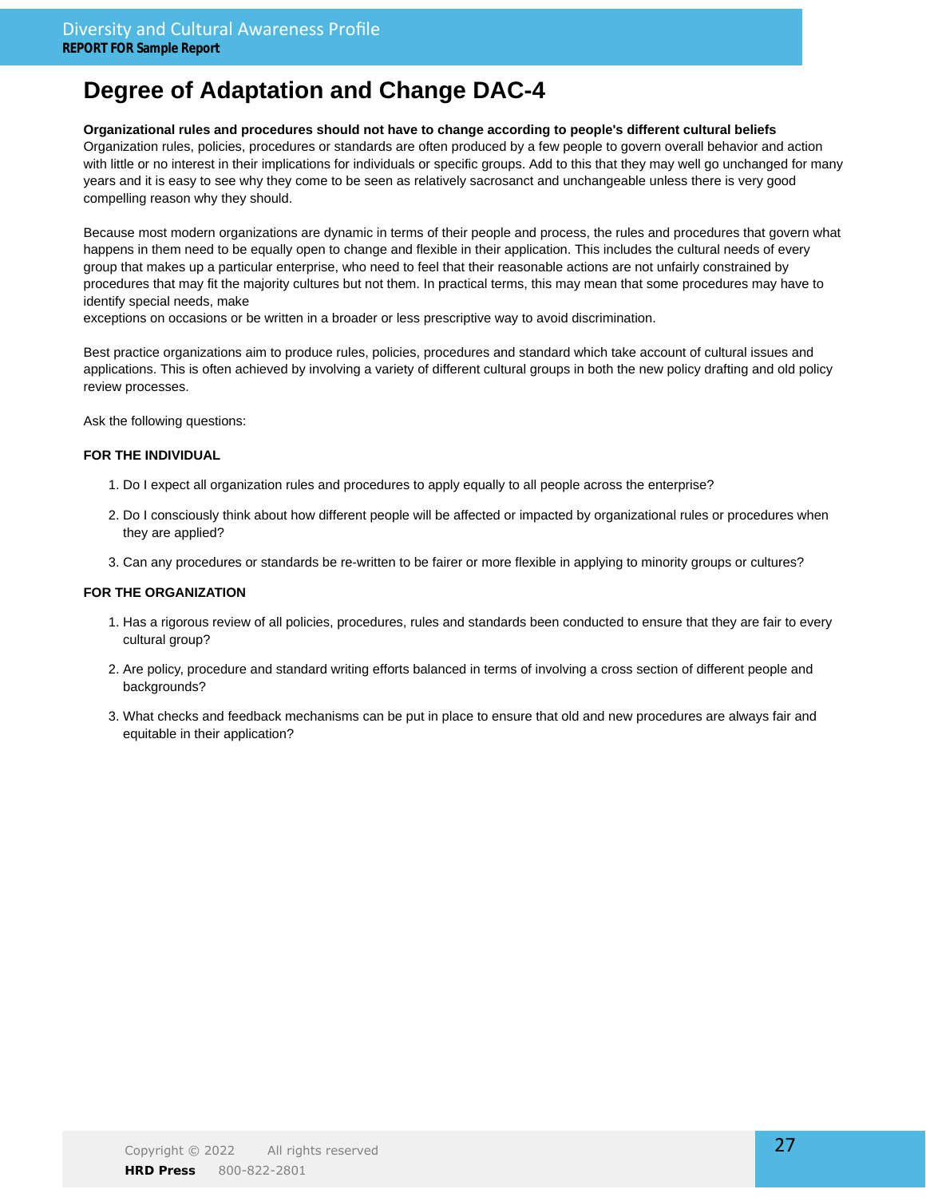# Degree of Adaptation and Change DAC-4

**Organizational rules and procedures should not have to change according to people's different cultural beliefs**
Organization rules, policies, procedures or standards are often produced by a few people to govern overall behavior and action with little or no interest in their implications for individuals or specific groups. Add to this that they may well go unchanged for many years and it is easy to see why they come to be seen as relatively sacrosanct and unchangeable unless there is very good compelling reason why they should.

Because most modern organizations are dynamic in terms of their people and process, the rules and procedures that govern what happens in them need to be equally open to change and flexible in their application. This includes the cultural needs of every group that makes up a particular enterprise, who need to feel that their reasonable actions are not unfairly constrained by procedures that may fit the majority cultures but not them. In practical terms, this may mean that some procedures may have to identify special needs, make
exceptions on occasions or be written in a broader or less prescriptive way to avoid discrimination.

Best practice organizations aim to produce rules, policies, procedures and standard which take account of cultural issues and applications. This is often achieved by involving a variety of different cultural groups in both the new policy drafting and old policy review processes.

Ask the following questions:

**FOR THE INDIVIDUAL**

1. Do I expect all organization rules and procedures to apply equally to all people across the enterprise?
2. Do I consciously think about how different people will be affected or impacted by organizational rules or procedures when they are applied?
3. Can any procedures or standards be re-written to be fairer or more flexible in applying to minority groups or cultures?

**FOR THE ORGANIZATION**

1. Has a rigorous review of all policies, procedures, rules and standards been conducted to ensure that they are fair to every cultural group?
2. Are policy, procedure and standard writing efforts balanced in terms of involving a cross section of different people and backgrounds?
3. What checks and feedback mechanisms can be put in place to ensure that old and new procedures are always fair and equitable in their application?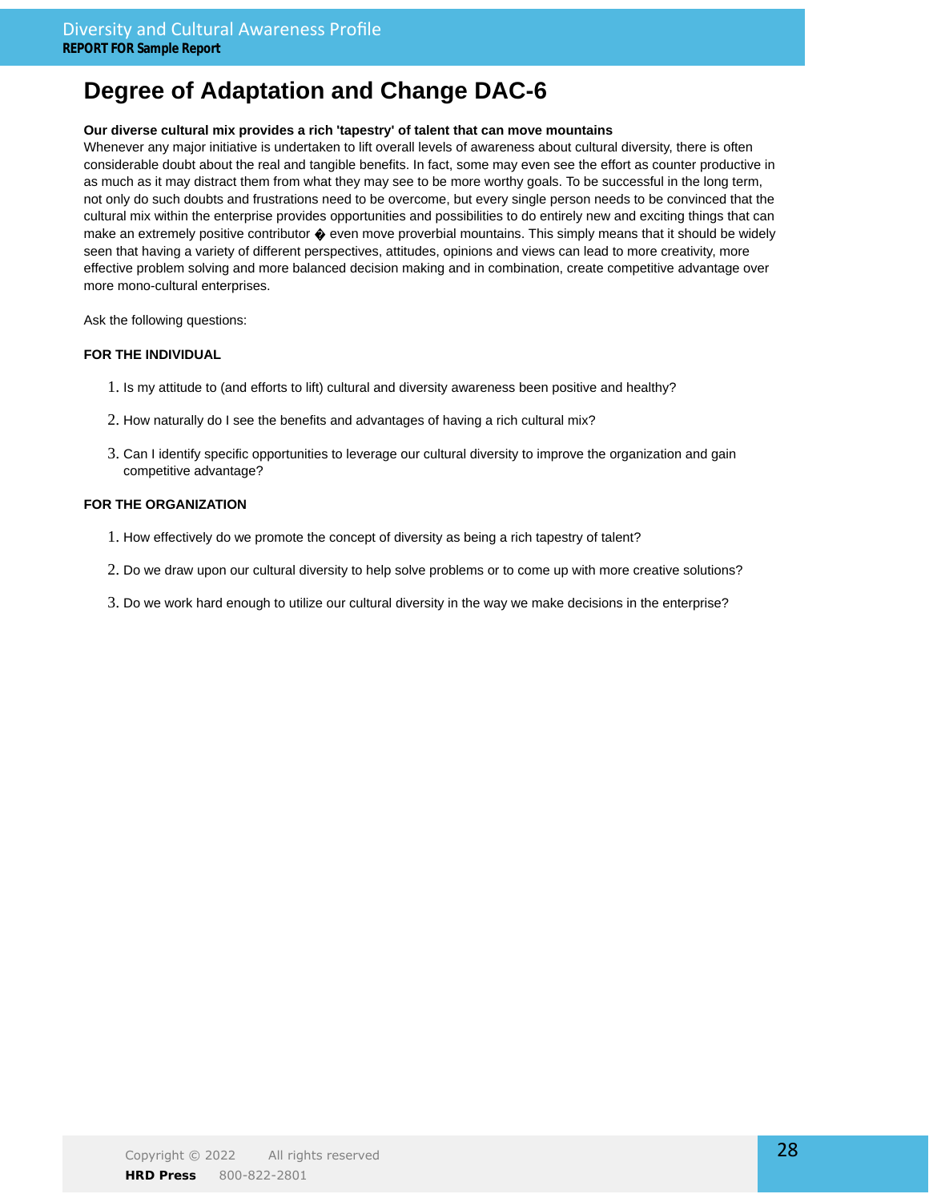# Degree of Adaptation and Change DAC-6

**Our diverse cultural mix provides a rich 'tapestry' of talent that can move mountains**

Whenever any major initiative is undertaken to lift overall levels of awareness about cultural diversity, there is often considerable doubt about the real and tangible benefits. In fact, some may even see the effort as counter productive in as much as it may distract them from what they may see to be more worthy goals. To be successful in the long term, not only do such doubts and frustrations need to be overcome, but every single person needs to be convinced that the cultural mix within the enterprise provides opportunities and possibilities to do entirely new and exciting things that can make an extremely positive contributor � even move proverbial mountains. This simply means that it should be widely seen that having a variety of different perspectives, attitudes, opinions and views can lead to more creativity, more effective problem solving and more balanced decision making and in combination, create competitive advantage over more mono-cultural enterprises.

Ask the following questions:

**FOR THE INDIVIDUAL**

1. Is my attitude to (and efforts to lift) cultural and diversity awareness been positive and healthy?
2. How naturally do I see the benefits and advantages of having a rich cultural mix?
3. Can I identify specific opportunities to leverage our cultural diversity to improve the organization and gain competitive advantage?

**FOR THE ORGANIZATION**

1. How effectively do we promote the concept of diversity as being a rich tapestry of talent?
2. Do we draw upon our cultural diversity to help solve problems or to come up with more creative solutions?
3. Do we work hard enough to utilize our cultural diversity in the way we make decisions in the enterprise?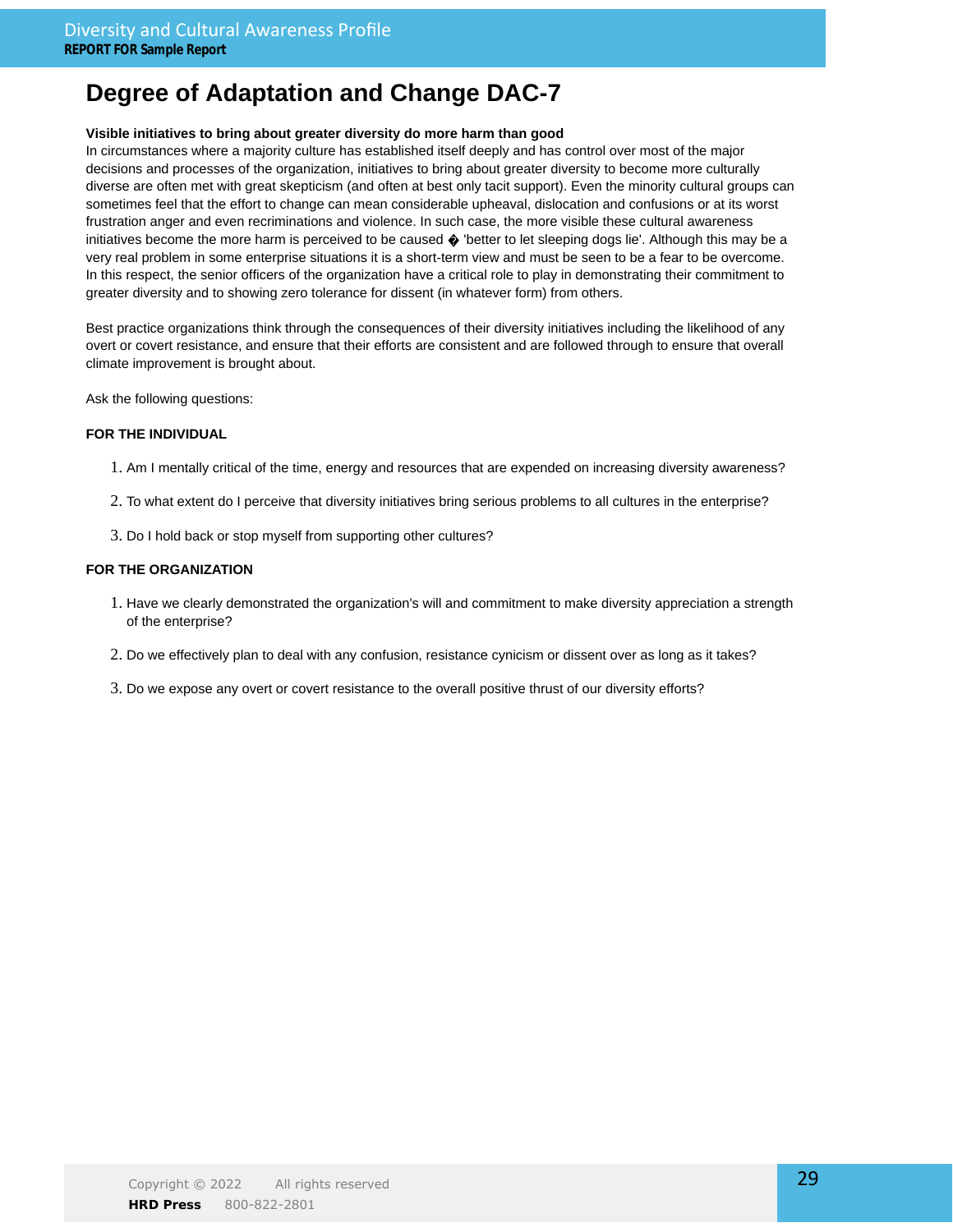# Degree of Adaptation and Change DAC-7

**Visible initiatives to bring about greater diversity do more harm than good**

In circumstances where a majority culture has established itself deeply and has control over most of the major decisions and processes of the organization, initiatives to bring about greater diversity to become more culturally diverse are often met with great skepticism (and often at best only tacit support). Even the minority cultural groups can sometimes feel that the effort to change can mean considerable upheaval, dislocation and confusions or at its worst frustration anger and even recriminations and violence. In such case, the more visible these cultural awareness initiatives become the more harm is perceived to be caused � 'better to let sleeping dogs lie'. Although this may be a very real problem in some enterprise situations it is a short-term view and must be seen to be a fear to be overcome. In this respect, the senior officers of the organization have a critical role to play in demonstrating their commitment to greater diversity and to showing zero tolerance for dissent (in whatever form) from others.

Best practice organizations think through the consequences of their diversity initiatives including the likelihood of any overt or covert resistance, and ensure that their efforts are consistent and are followed through to ensure that overall climate improvement is brought about.

Ask the following questions:

**FOR THE INDIVIDUAL**

1. Am I mentally critical of the time, energy and resources that are expended on increasing diversity awareness?
2. To what extent do I perceive that diversity initiatives bring serious problems to all cultures in the enterprise?
3. Do I hold back or stop myself from supporting other cultures?

**FOR THE ORGANIZATION**

1. Have we clearly demonstrated the organization's will and commitment to make diversity appreciation a strength of the enterprise?
2. Do we effectively plan to deal with any confusion, resistance cynicism or dissent over as long as it takes?
3. Do we expose any overt or covert resistance to the overall positive thrust of our diversity efforts?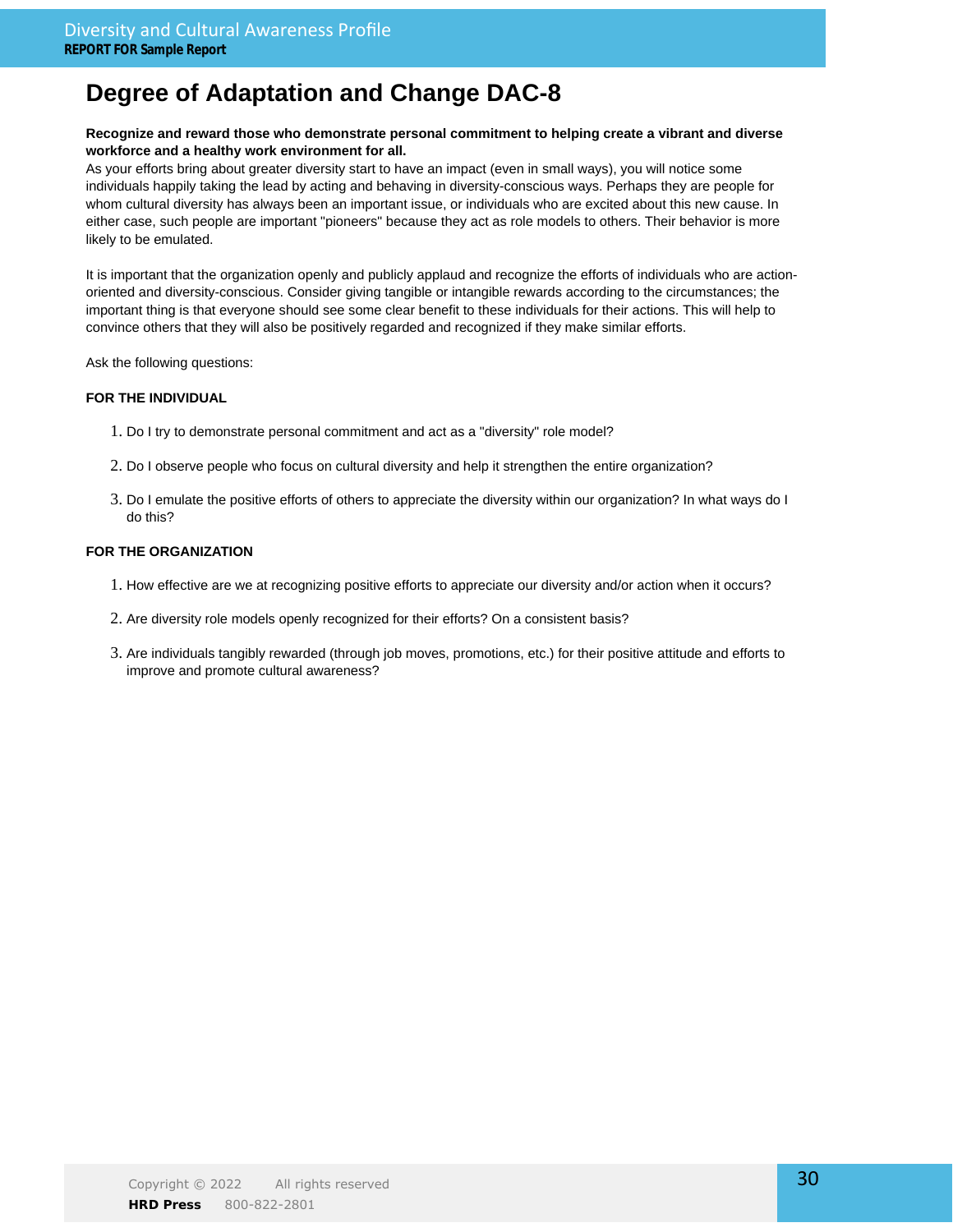# Degree of Adaptation and Change DAC-8

**Recognize and reward those who demonstrate personal commitment to helping create a vibrant and diverse workforce and a healthy work environment for all.**
As your efforts bring about greater diversity start to have an impact (even in small ways), you will notice some individuals happily taking the lead by acting and behaving in diversity-conscious ways. Perhaps they are people for whom cultural diversity has always been an important issue, or individuals who are excited about this new cause. In either case, such people are important "pioneers" because they act as role models to others. Their behavior is more likely to be emulated.

It is important that the organization openly and publicly applaud and recognize the efforts of individuals who are action-oriented and diversity-conscious. Consider giving tangible or intangible rewards according to the circumstances; the important thing is that everyone should see some clear benefit to these individuals for their actions. This will help to convince others that they will also be positively regarded and recognized if they make similar efforts.

Ask the following questions:

**FOR THE INDIVIDUAL**

1. Do I try to demonstrate personal commitment and act as a "diversity" role model?
2. Do I observe people who focus on cultural diversity and help it strengthen the entire organization?
3. Do I emulate the positive efforts of others to appreciate the diversity within our organization? In what ways do I do this?

**FOR THE ORGANIZATION**

1. How effective are we at recognizing positive efforts to appreciate our diversity and/or action when it occurs?
2. Are diversity role models openly recognized for their efforts? On a consistent basis?
3. Are individuals tangibly rewarded (through job moves, promotions, etc.) for their positive attitude and efforts to improve and promote cultural awareness?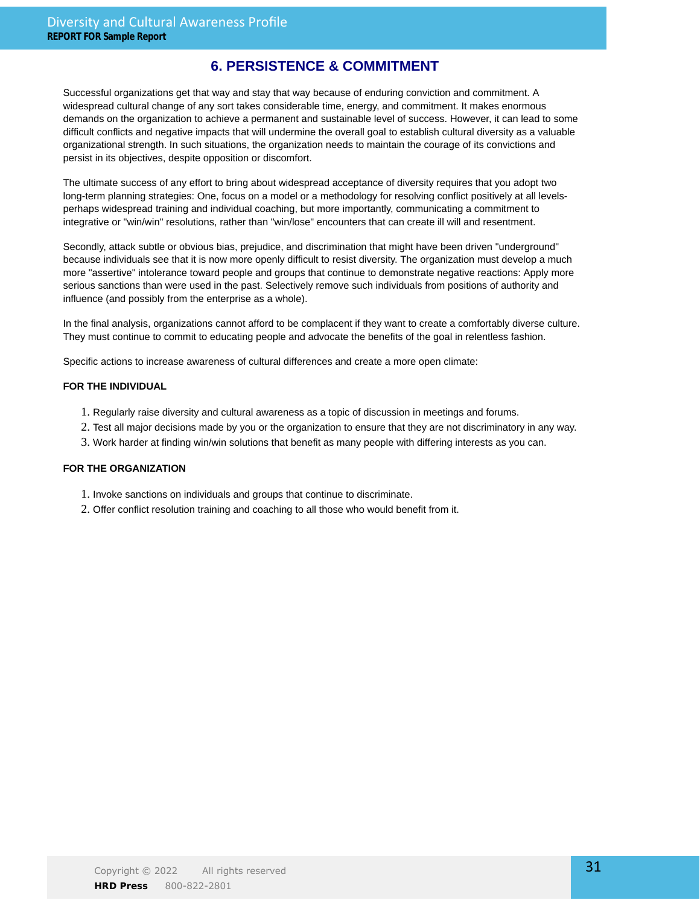## 6. PERSISTENCE & COMMITMENT

Successful organizations get that way and stay that way because of enduring conviction and commitment. A widespread cultural change of any sort takes considerable time, energy, and commitment. It makes enormous demands on the organization to achieve a permanent and sustainable level of success. However, it can lead to some difficult conflicts and negative impacts that will undermine the overall goal to establish cultural diversity as a valuable organizational strength. In such situations, the organization needs to maintain the courage of its convictions and persist in its objectives, despite opposition or discomfort.

The ultimate success of any effort to bring about widespread acceptance of diversity requires that you adopt two long-term planning strategies: One, focus on a model or a methodology for resolving conflict positively at all levels-perhaps widespread training and individual coaching, but more importantly, communicating a commitment to integrative or "win/win" resolutions, rather than "win/lose" encounters that can create ill will and resentment.

Secondly, attack subtle or obvious bias, prejudice, and discrimination that might have been driven "underground" because individuals see that it is now more openly difficult to resist diversity. The organization must develop a much more "assertive" intolerance toward people and groups that continue to demonstrate negative reactions: Apply more serious sanctions than were used in the past. Selectively remove such individuals from positions of authority and influence (and possibly from the enterprise as a whole).

In the final analysis, organizations cannot afford to be complacent if they want to create a comfortably diverse culture. They must continue to commit to educating people and advocate the benefits of the goal in relentless fashion.

Specific actions to increase awareness of cultural differences and create a more open climate:

**FOR THE INDIVIDUAL**

1. Regularly raise diversity and cultural awareness as a topic of discussion in meetings and forums.
2. Test all major decisions made by you or the organization to ensure that they are not discriminatory in any way.
3. Work harder at finding win/win solutions that benefit as many people with differing interests as you can.

**FOR THE ORGANIZATION**

1. Invoke sanctions on individuals and groups that continue to discriminate.
2. Offer conflict resolution training and coaching to all those who would benefit from it.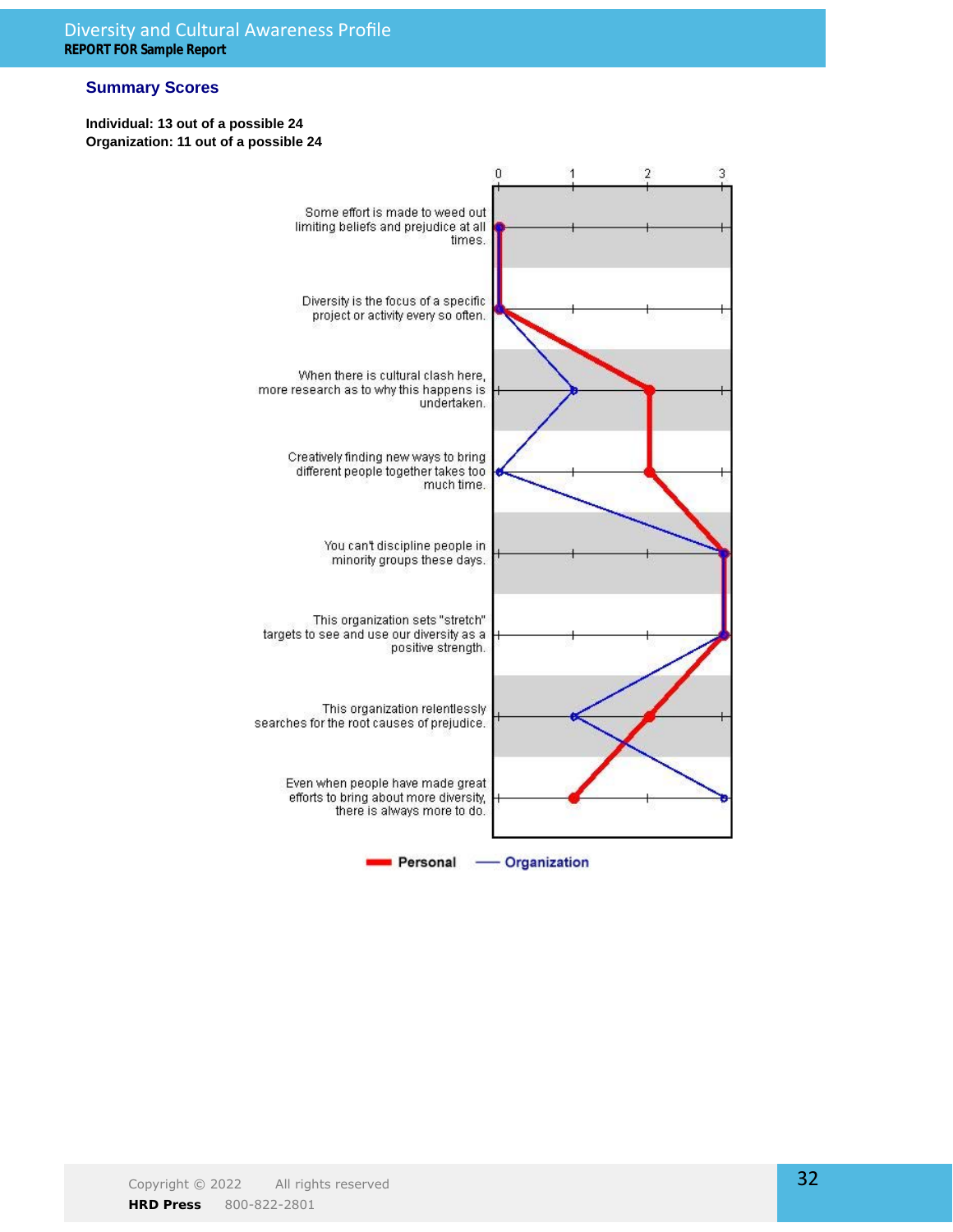## Summary Scores

**Individual: 13 out of a possible 24**
**Organization: 11 out of a possible 24**

| Statement | Personal | Organization |
|---|---|---|
| Some effort is made to weed out limiting beliefs and prejudice at all times. | 0 | 0 |
| Diversity is the focus of a specific project or activity every so often. | 0 | 0 |
| When there is cultural clash here, more research as to why this happens is undertaken. | 2 | 1 |
| Creatively finding new ways to bring different people together takes too much time. | 2 | 0 |
| You can't discipline people in minority groups these days. | 3 | 3 |
| This organization sets "stretch" targets to see and use our diversity as a positive strength. | 3 | 3 |
| This organization relentlessly searches for the root causes of prejudice. | 2 | 1 |
| Even when people have made great efforts to bring about more diversity, there is always more to do. | 1 | 3 |

Personal — Organization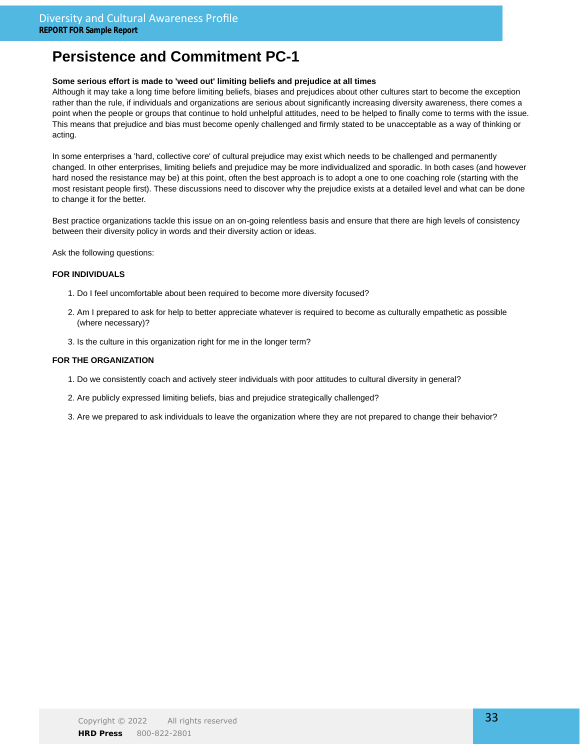# Persistence and Commitment PC-1

**Some serious effort is made to 'weed out' limiting beliefs and prejudice at all times**
Although it may take a long time before limiting beliefs, biases and prejudices about other cultures start to become the exception rather than the rule, if individuals and organizations are serious about significantly increasing diversity awareness, there comes a point when the people or groups that continue to hold unhelpful attitudes, need to be helped to finally come to terms with the issue. This means that prejudice and bias must become openly challenged and firmly stated to be unacceptable as a way of thinking or acting.

In some enterprises a 'hard, collective core' of cultural prejudice may exist which needs to be challenged and permanently changed. In other enterprises, limiting beliefs and prejudice may be more individualized and sporadic. In both cases (and however hard nosed the resistance may be) at this point, often the best approach is to adopt a one to one coaching role (starting with the most resistant people first). These discussions need to discover why the prejudice exists at a detailed level and what can be done to change it for the better.

Best practice organizations tackle this issue on an on-going relentless basis and ensure that there are high levels of consistency between their diversity policy in words and their diversity action or ideas.

Ask the following questions:

**FOR INDIVIDUALS**

1. Do I feel uncomfortable about been required to become more diversity focused?
2. Am I prepared to ask for help to better appreciate whatever is required to become as culturally empathetic as possible (where necessary)?
3. Is the culture in this organization right for me in the longer term?

**FOR THE ORGANIZATION**

1. Do we consistently coach and actively steer individuals with poor attitudes to cultural diversity in general?
2. Are publicly expressed limiting beliefs, bias and prejudice strategically challenged?
3. Are we prepared to ask individuals to leave the organization where they are not prepared to change their behavior?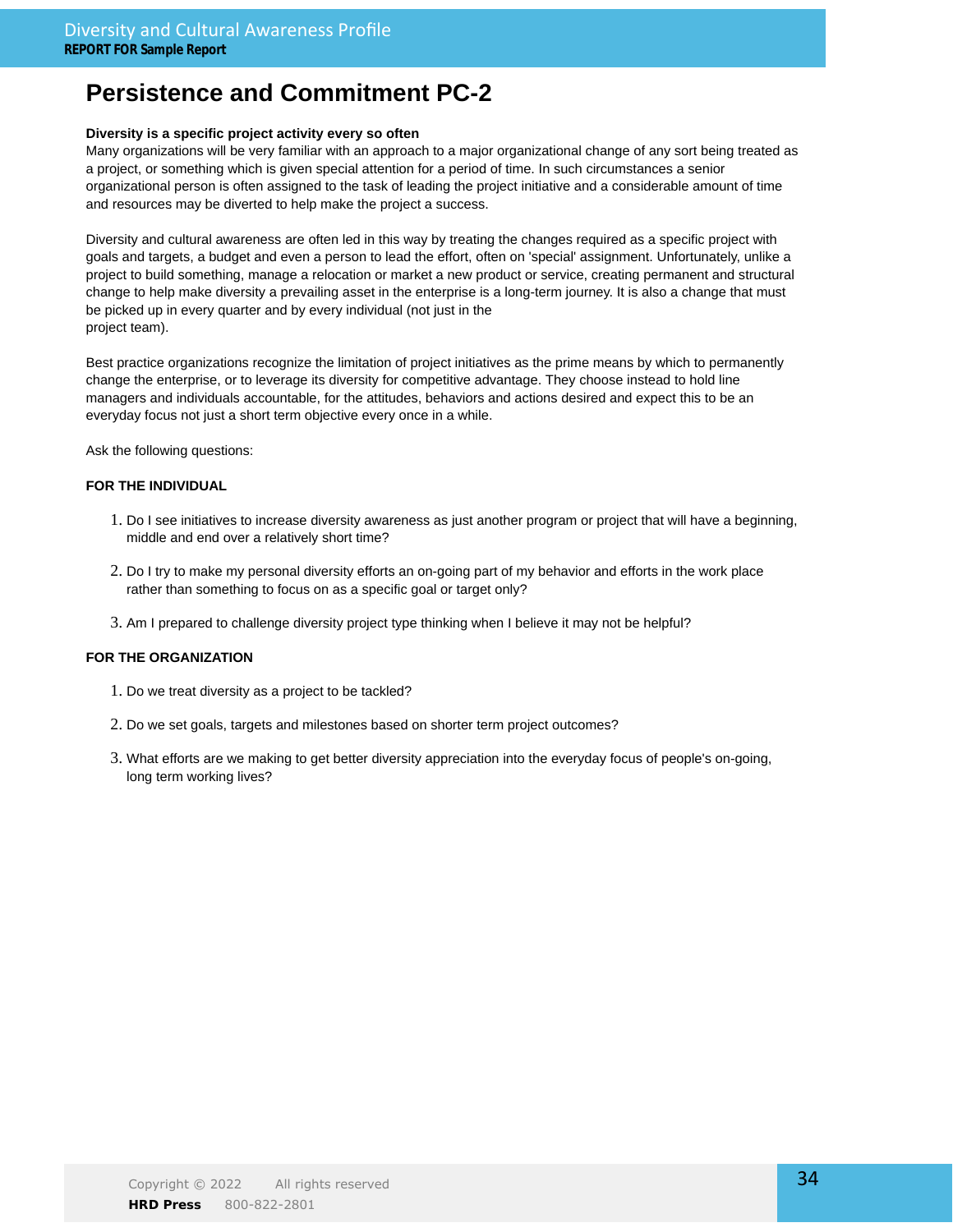# Persistence and Commitment PC-2

**Diversity is a specific project activity every so often**

Many organizations will be very familiar with an approach to a major organizational change of any sort being treated as a project, or something which is given special attention for a period of time. In such circumstances a senior organizational person is often assigned to the task of leading the project initiative and a considerable amount of time and resources may be diverted to help make the project a success.

Diversity and cultural awareness are often led in this way by treating the changes required as a specific project with goals and targets, a budget and even a person to lead the effort, often on 'special' assignment. Unfortunately, unlike a project to build something, manage a relocation or market a new product or service, creating permanent and structural change to help make diversity a prevailing asset in the enterprise is a long-term journey. It is also a change that must be picked up in every quarter and by every individual (not just in the project team).

Best practice organizations recognize the limitation of project initiatives as the prime means by which to permanently change the enterprise, or to leverage its diversity for competitive advantage. They choose instead to hold line managers and individuals accountable, for the attitudes, behaviors and actions desired and expect this to be an everyday focus not just a short term objective every once in a while.

Ask the following questions:

**FOR THE INDIVIDUAL**

1. Do I see initiatives to increase diversity awareness as just another program or project that will have a beginning, middle and end over a relatively short time?
2. Do I try to make my personal diversity efforts an on-going part of my behavior and efforts in the work place rather than something to focus on as a specific goal or target only?
3. Am I prepared to challenge diversity project type thinking when I believe it may not be helpful?

**FOR THE ORGANIZATION**

1. Do we treat diversity as a project to be tackled?
2. Do we set goals, targets and milestones based on shorter term project outcomes?
3. What efforts are we making to get better diversity appreciation into the everyday focus of people's on-going, long term working lives?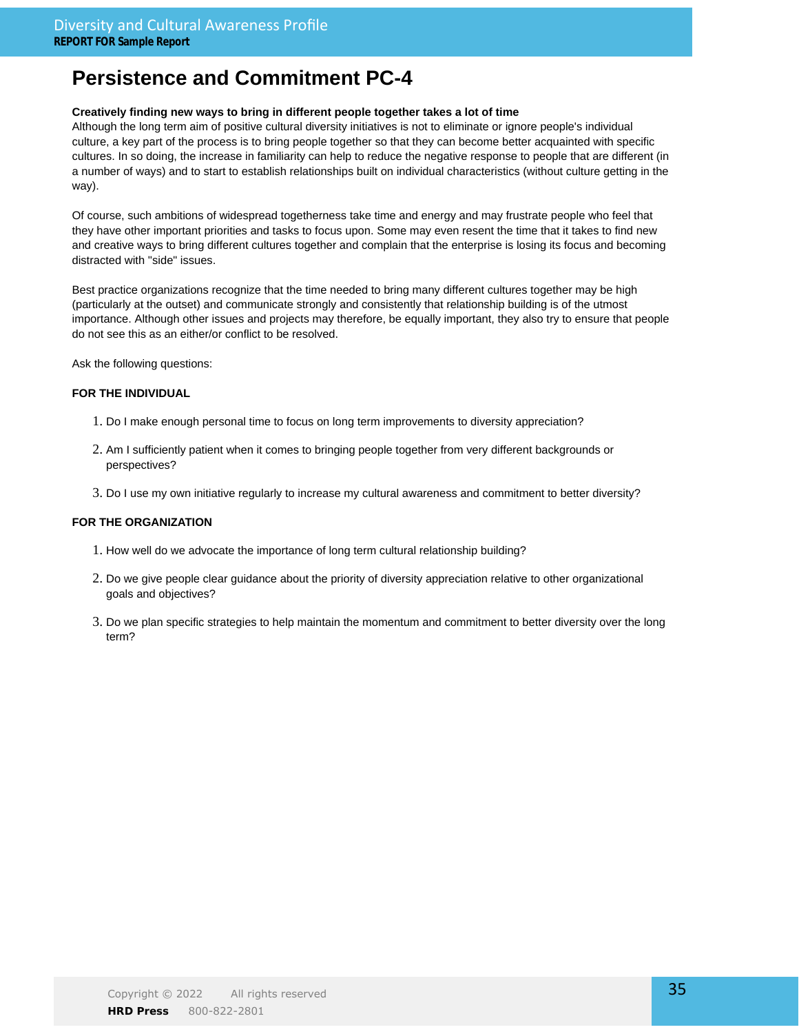# Persistence and Commitment PC-4

**Creatively finding new ways to bring in different people together takes a lot of time**

Although the long term aim of positive cultural diversity initiatives is not to eliminate or ignore people's individual culture, a key part of the process is to bring people together so that they can become better acquainted with specific cultures. In so doing, the increase in familiarity can help to reduce the negative response to people that are different (in a number of ways) and to start to establish relationships built on individual characteristics (without culture getting in the way).

Of course, such ambitions of widespread togetherness take time and energy and may frustrate people who feel that they have other important priorities and tasks to focus upon. Some may even resent the time that it takes to find new and creative ways to bring different cultures together and complain that the enterprise is losing its focus and becoming distracted with "side" issues.

Best practice organizations recognize that the time needed to bring many different cultures together may be high (particularly at the outset) and communicate strongly and consistently that relationship building is of the utmost importance. Although other issues and projects may therefore, be equally important, they also try to ensure that people do not see this as an either/or conflict to be resolved.

Ask the following questions:

**FOR THE INDIVIDUAL**

1. Do I make enough personal time to focus on long term improvements to diversity appreciation?
2. Am I sufficiently patient when it comes to bringing people together from very different backgrounds or perspectives?
3. Do I use my own initiative regularly to increase my cultural awareness and commitment to better diversity?

**FOR THE ORGANIZATION**

1. How well do we advocate the importance of long term cultural relationship building?
2. Do we give people clear guidance about the priority of diversity appreciation relative to other organizational goals and objectives?
3. Do we plan specific strategies to help maintain the momentum and commitment to better diversity over the long term?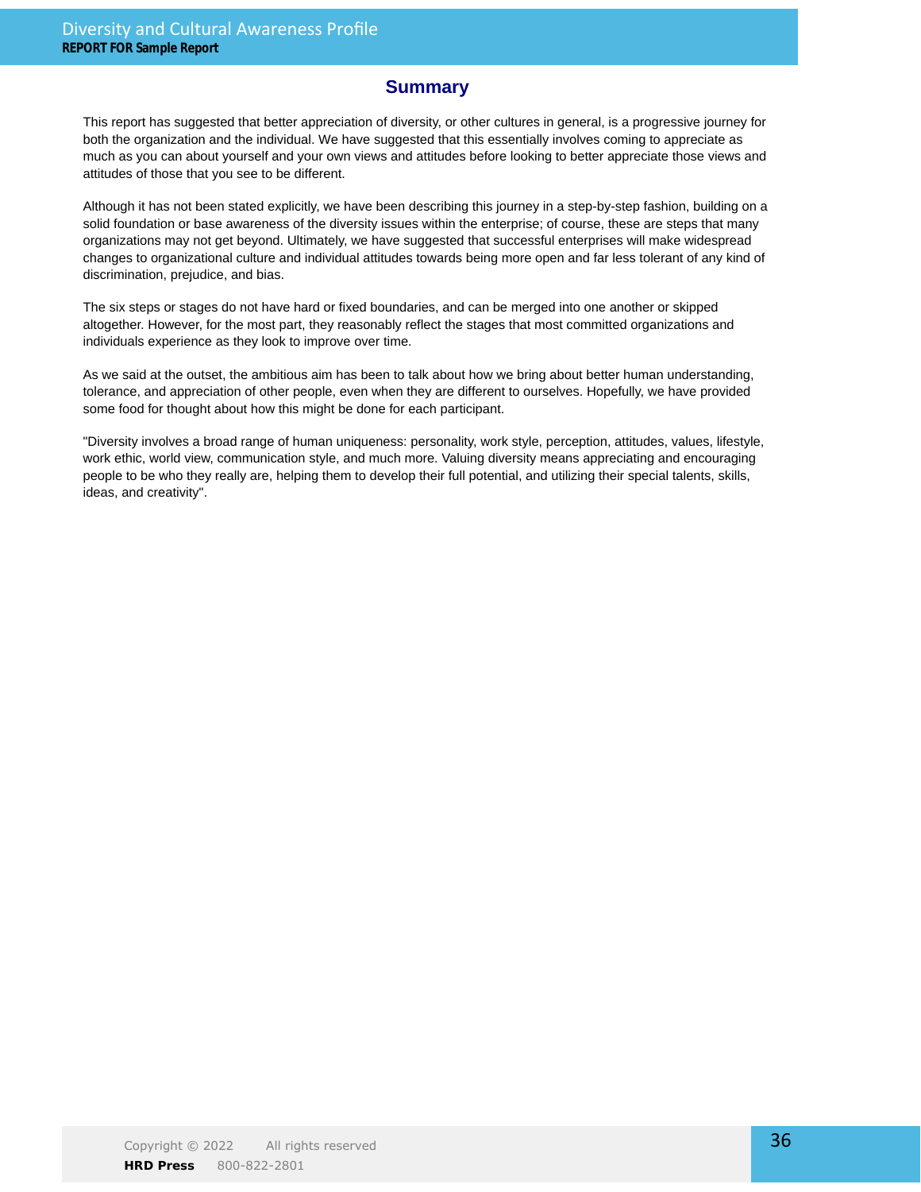## Summary

This report has suggested that better appreciation of diversity, or other cultures in general, is a progressive journey for both the organization and the individual. We have suggested that this essentially involves coming to appreciate as much as you can about yourself and your own views and attitudes before looking to better appreciate those views and attitudes of those that you see to be different.

Although it has not been stated explicitly, we have been describing this journey in a step-by-step fashion, building on a solid foundation or base awareness of the diversity issues within the enterprise; of course, these are steps that many organizations may not get beyond. Ultimately, we have suggested that successful enterprises will make widespread changes to organizational culture and individual attitudes towards being more open and far less tolerant of any kind of discrimination, prejudice, and bias.

The six steps or stages do not have hard or fixed boundaries, and can be merged into one another or skipped altogether. However, for the most part, they reasonably reflect the stages that most committed organizations and individuals experience as they look to improve over time.

As we said at the outset, the ambitious aim has been to talk about how we bring about better human understanding, tolerance, and appreciation of other people, even when they are different to ourselves. Hopefully, we have provided some food for thought about how this might be done for each participant.

"Diversity involves a broad range of human uniqueness: personality, work style, perception, attitudes, values, lifestyle, work ethic, world view, communication style, and much more. Valuing diversity means appreciating and encouraging people to be who they really are, helping them to develop their full potential, and utilizing their special talents, skills, ideas, and creativity".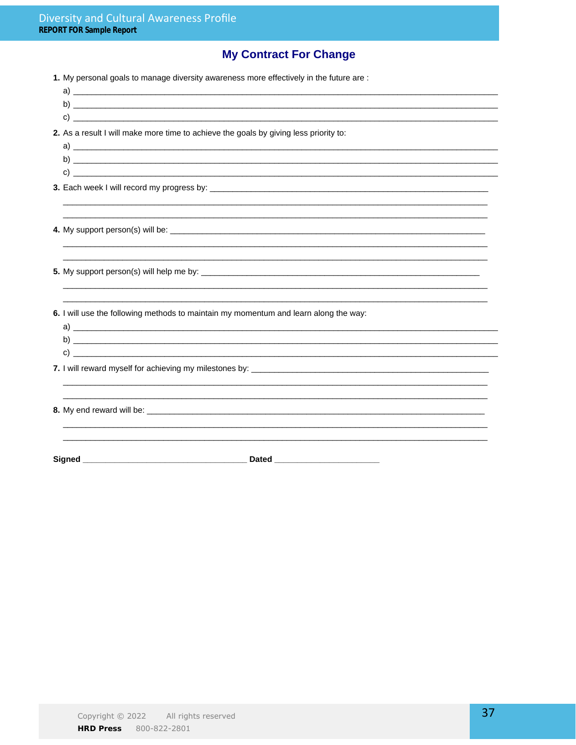## My Contract For Change

**1.** My personal goals to manage diversity awareness more effectively in the future are :

a) ________________________________________________________________________________________

b) ________________________________________________________________________________________

c) ________________________________________________________________________________________

**2.** As a result I will make more time to achieve the goals by giving less priority to:

a) ________________________________________________________________________________________

b) ________________________________________________________________________________________

c) ________________________________________________________________________________________

**3.** Each week I will record my progress by: ________________________________________________________________

________________________________________________________________________________________

________________________________________________________________________________________

**4.** My support person(s) will be: ________________________________________________________________________

________________________________________________________________________________________

________________________________________________________________________________________

**5.** My support person(s) will help me by: _________________________________________________________________

________________________________________________________________________________________

________________________________________________________________________________________

**6.** I will use the following methods to maintain my momentum and learn along the way:

a) ________________________________________________________________________________________

b) ________________________________________________________________________________________

c) ________________________________________________________________________________________

**7.** I will reward myself for achieving my milestones by: ______________________________________________________

________________________________________________________________________________________

________________________________________________________________________________________

**8.** My end reward will be: ____________________________________________________________________________

________________________________________________________________________________________

________________________________________________________________________________________

**Signed** ___________________________________ **Dated** _______________________